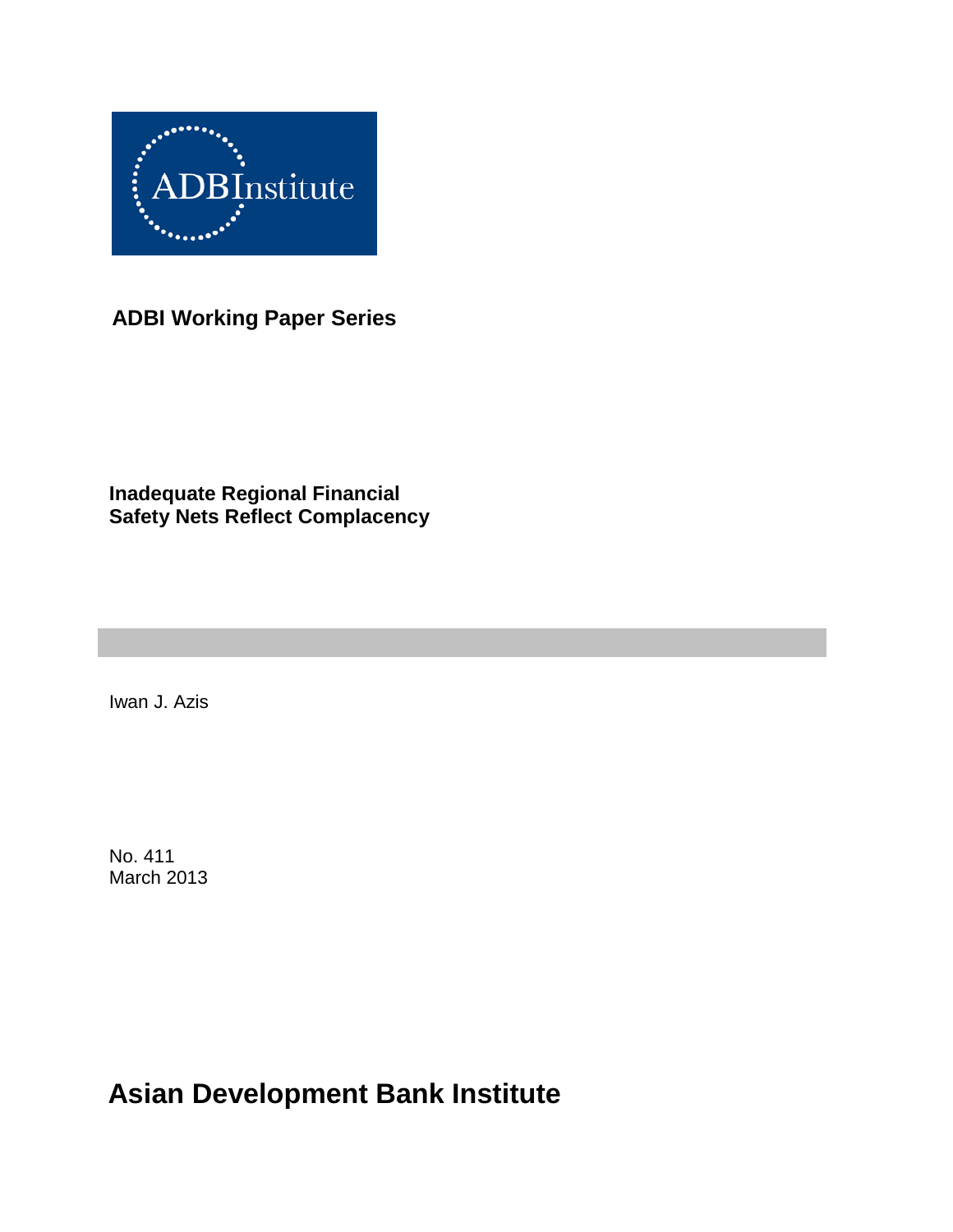ADBInstitute

**ADBI Working Paper Series**

# Inadequate Regional Financial Safety Nets Reflect Complacency

Iwan J. Azis

No. 411
March 2013

**Asian Development Bank Institute**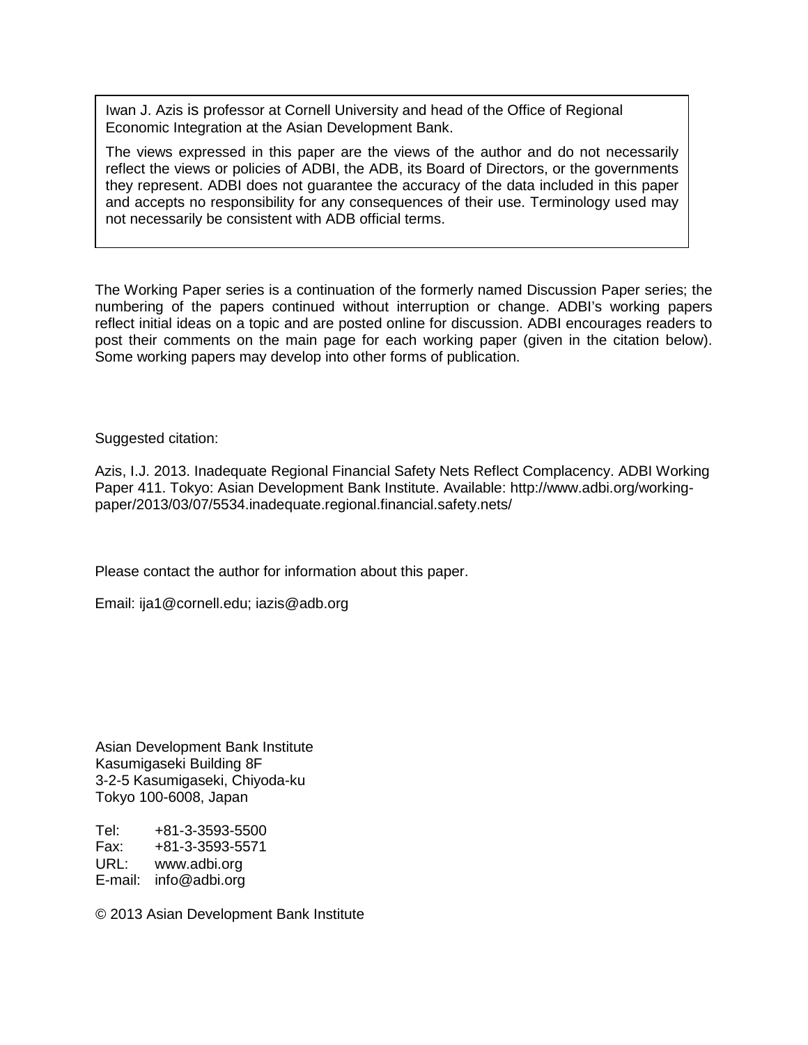Iwan J. Azis is professor at Cornell University and head of the Office of Regional Economic Integration at the Asian Development Bank.

The views expressed in this paper are the views of the author and do not necessarily reflect the views or policies of ADBI, the ADB, its Board of Directors, or the governments they represent. ADBI does not guarantee the accuracy of the data included in this paper and accepts no responsibility for any consequences of their use. Terminology used may not necessarily be consistent with ADB official terms.

The Working Paper series is a continuation of the formerly named Discussion Paper series; the numbering of the papers continued without interruption or change. ADBI's working papers reflect initial ideas on a topic and are posted online for discussion. ADBI encourages readers to post their comments on the main page for each working paper (given in the citation below). Some working papers may develop into other forms of publication.

Suggested citation:

Azis, I.J. 2013. Inadequate Regional Financial Safety Nets Reflect Complacency. ADBI Working Paper 411. Tokyo: Asian Development Bank Institute. Available: http://www.adbi.org/working-paper/2013/03/07/5534.inadequate.regional.financial.safety.nets/

Please contact the author for information about this paper.

Email: ija1@cornell.edu; iazis@adb.org

Asian Development Bank Institute
Kasumigaseki Building 8F
3-2-5 Kasumigaseki, Chiyoda-ku
Tokyo 100-6008, Japan

Tel: +81-3-3593-5500
Fax: +81-3-3593-5571
URL: www.adbi.org
E-mail: info@adbi.org

© 2013 Asian Development Bank Institute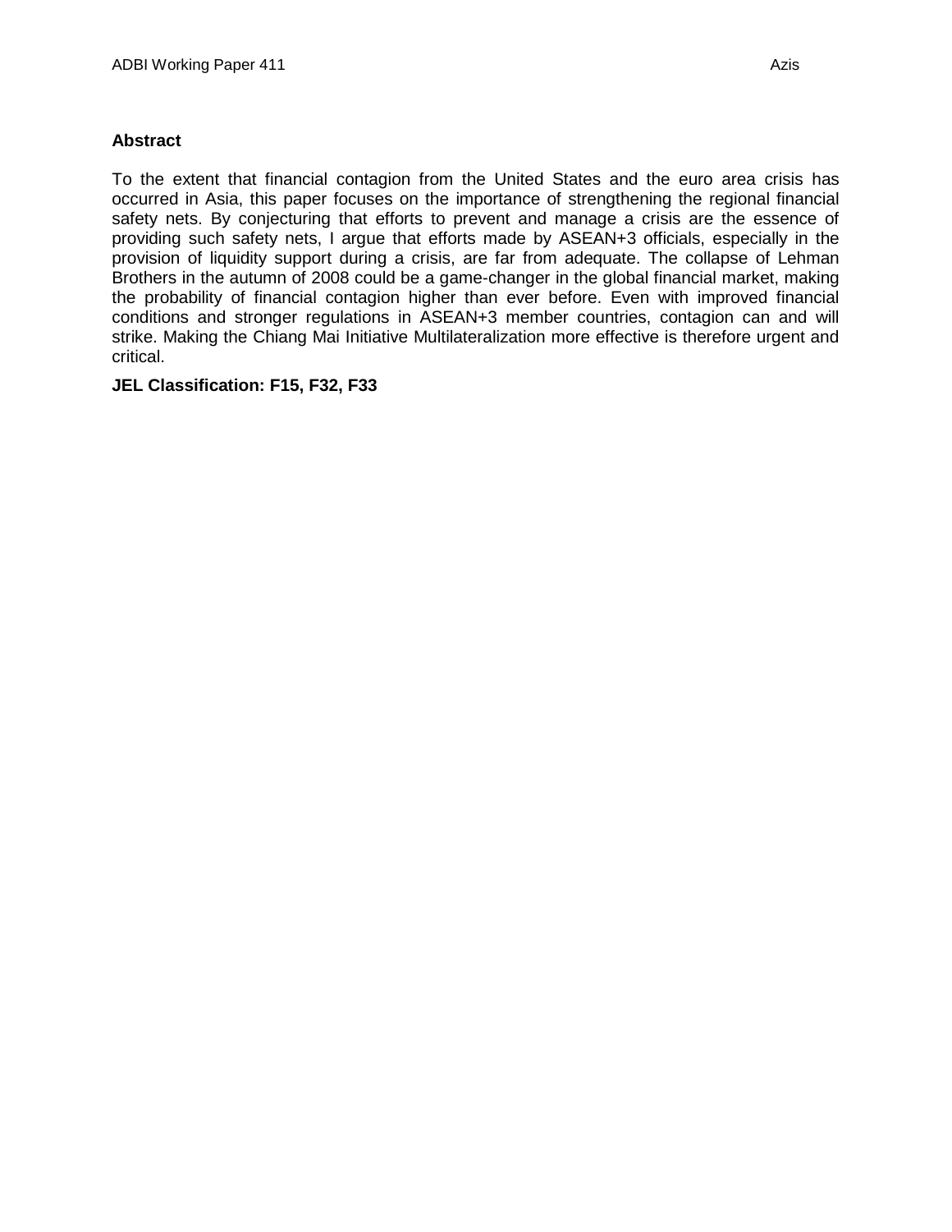## Abstract

To the extent that financial contagion from the United States and the euro area crisis has occurred in Asia, this paper focuses on the importance of strengthening the regional financial safety nets. By conjecturing that efforts to prevent and manage a crisis are the essence of providing such safety nets, I argue that efforts made by ASEAN+3 officials, especially in the provision of liquidity support during a crisis, are far from adequate. The collapse of Lehman Brothers in the autumn of 2008 could be a game-changer in the global financial market, making the probability of financial contagion higher than ever before. Even with improved financial conditions and stronger regulations in ASEAN+3 member countries, contagion can and will strike. Making the Chiang Mai Initiative Multilateralization more effective is therefore urgent and critical.

**JEL Classification: F15, F32, F33**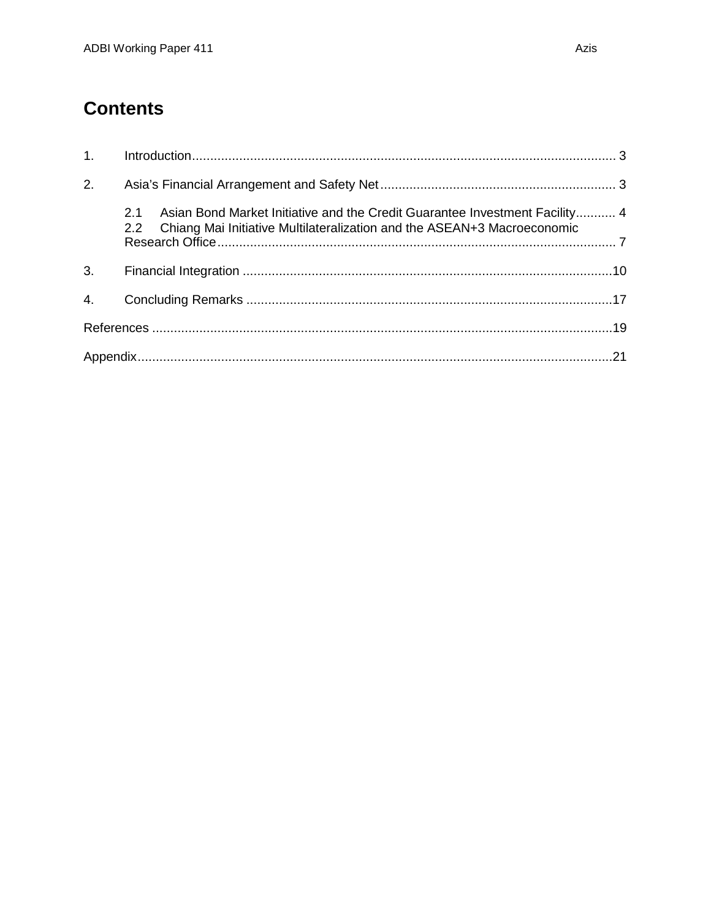# Contents

1. Introduction ..................................................................................................................... 3

2. Asia's Financial Arrangement and Safety Net ................................................................. 3

   2.1 Asian Bond Market Initiative and the Credit Guarantee Investment Facility ........... 4
   2.2 Chiang Mai Initiative Multilateralization and the ASEAN+3 Macroeconomic Research Office .............................................................................................................. 7

3. Financial Integration ......................................................................................................10

4. Concluding Remarks .....................................................................................................17

References ..........................................................................................................................19

Appendix...............................................................................................................................21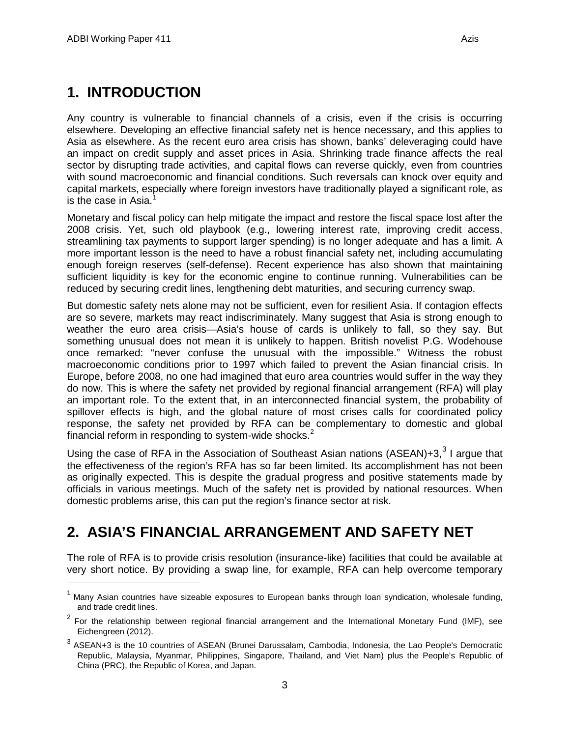# 1. INTRODUCTION

Any country is vulnerable to financial channels of a crisis, even if the crisis is occurring elsewhere. Developing an effective financial safety net is hence necessary, and this applies to Asia as elsewhere. As the recent euro area crisis has shown, banks' deleveraging could have an impact on credit supply and asset prices in Asia. Shrinking trade finance affects the real sector by disrupting trade activities, and capital flows can reverse quickly, even from countries with sound macroeconomic and financial conditions. Such reversals can knock over equity and capital markets, especially where foreign investors have traditionally played a significant role, as is the case in Asia.[1]

Monetary and fiscal policy can help mitigate the impact and restore the fiscal space lost after the 2008 crisis. Yet, such old playbook (e.g., lowering interest rate, improving credit access, streamlining tax payments to support larger spending) is no longer adequate and has a limit. A more important lesson is the need to have a robust financial safety net, including accumulating enough foreign reserves (self-defense). Recent experience has also shown that maintaining sufficient liquidity is key for the economic engine to continue running. Vulnerabilities can be reduced by securing credit lines, lengthening debt maturities, and securing currency swap.

But domestic safety nets alone may not be sufficient, even for resilient Asia. If contagion effects are so severe, markets may react indiscriminately. Many suggest that Asia is strong enough to weather the euro area crisis—Asia's house of cards is unlikely to fall, so they say. But something unusual does not mean it is unlikely to happen. British novelist P.G. Wodehouse once remarked: "never confuse the unusual with the impossible." Witness the robust macroeconomic conditions prior to 1997 which failed to prevent the Asian financial crisis. In Europe, before 2008, no one had imagined that euro area countries would suffer in the way they do now. This is where the safety net provided by regional financial arrangement (RFA) will play an important role. To the extent that, in an interconnected financial system, the probability of spillover effects is high, and the global nature of most crises calls for coordinated policy response, the safety net provided by RFA can be complementary to domestic and global financial reform in responding to system-wide shocks.[2]

Using the case of RFA in the Association of Southeast Asian nations (ASEAN)+3,[3] I argue that the effectiveness of the region's RFA has so far been limited. Its accomplishment has not been as originally expected. This is despite the gradual progress and positive statements made by officials in various meetings. Much of the safety net is provided by national resources. When domestic problems arise, this can put the region's finance sector at risk.

# 2. ASIA'S FINANCIAL ARRANGEMENT AND SAFETY NET

The role of RFA is to provide crisis resolution (insurance-like) facilities that could be available at very short notice. By providing a swap line, for example, RFA can help overcome temporary

---

[1] Many Asian countries have sizeable exposures to European banks through loan syndication, wholesale funding, and trade credit lines.

[2] For the relationship between regional financial arrangement and the International Monetary Fund (IMF), see Eichengreen (2012).

[3] ASEAN+3 is the 10 countries of ASEAN (Brunei Darussalam, Cambodia, Indonesia, the Lao People's Democratic Republic, Malaysia, Myanmar, Philippines, Singapore, Thailand, and Viet Nam) plus the People's Republic of China (PRC), the Republic of Korea, and Japan.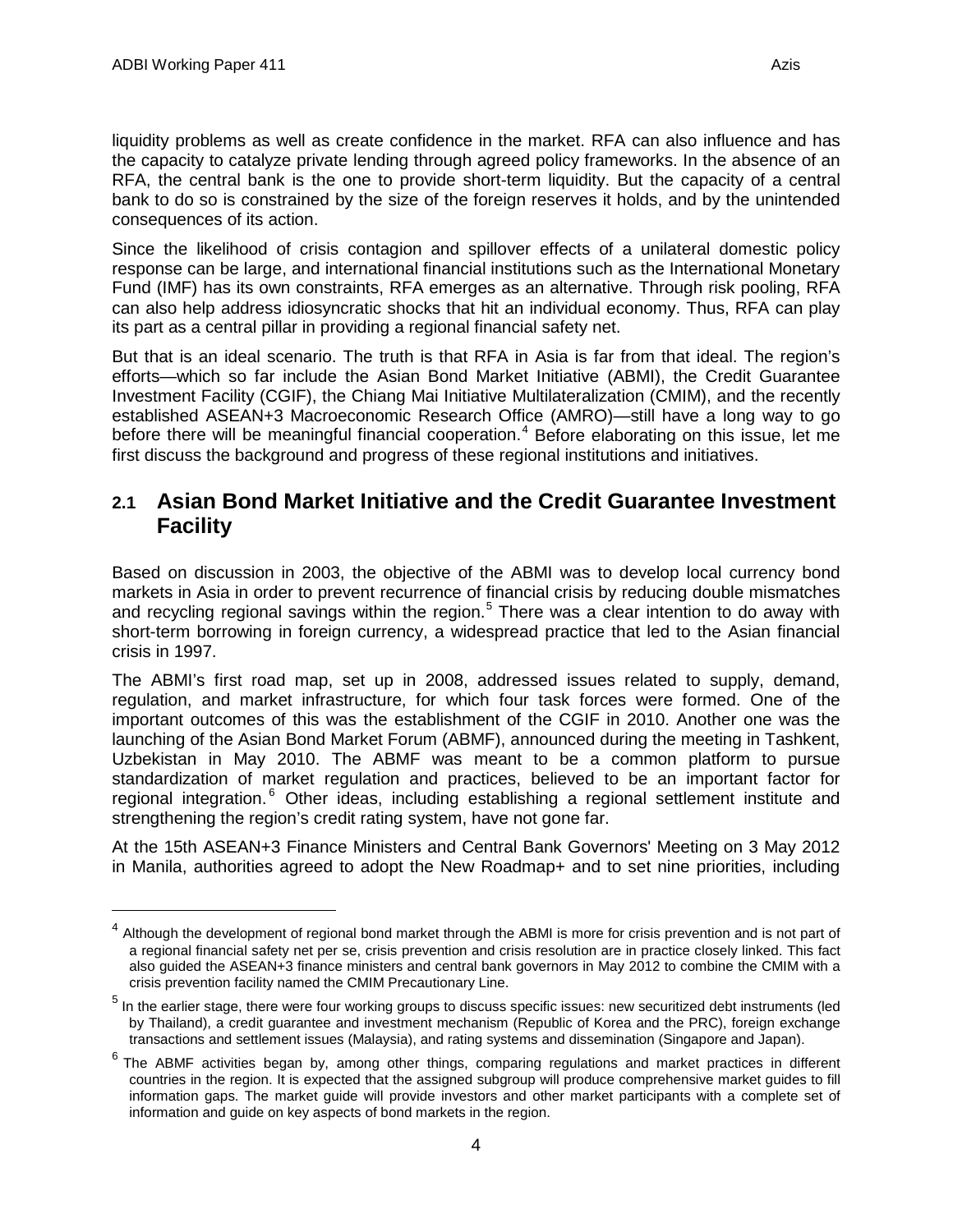liquidity problems as well as create confidence in the market. RFA can also influence and has the capacity to catalyze private lending through agreed policy frameworks. In the absence of an RFA, the central bank is the one to provide short-term liquidity. But the capacity of a central bank to do so is constrained by the size of the foreign reserves it holds, and by the unintended consequences of its action.

Since the likelihood of crisis contagion and spillover effects of a unilateral domestic policy response can be large, and international financial institutions such as the International Monetary Fund (IMF) has its own constraints, RFA emerges as an alternative. Through risk pooling, RFA can also help address idiosyncratic shocks that hit an individual economy. Thus, RFA can play its part as a central pillar in providing a regional financial safety net.

But that is an ideal scenario. The truth is that RFA in Asia is far from that ideal. The region's efforts—which so far include the Asian Bond Market Initiative (ABMI), the Credit Guarantee Investment Facility (CGIF), the Chiang Mai Initiative Multilateralization (CMIM), and the recently established ASEAN+3 Macroeconomic Research Office (AMRO)—still have a long way to go before there will be meaningful financial cooperation.[4] Before elaborating on this issue, let me first discuss the background and progress of these regional institutions and initiatives.

## 2.1 Asian Bond Market Initiative and the Credit Guarantee Investment Facility

Based on discussion in 2003, the objective of the ABMI was to develop local currency bond markets in Asia in order to prevent recurrence of financial crisis by reducing double mismatches and recycling regional savings within the region.[5] There was a clear intention to do away with short-term borrowing in foreign currency, a widespread practice that led to the Asian financial crisis in 1997.

The ABMI's first road map, set up in 2008, addressed issues related to supply, demand, regulation, and market infrastructure, for which four task forces were formed. One of the important outcomes of this was the establishment of the CGIF in 2010. Another one was the launching of the Asian Bond Market Forum (ABMF), announced during the meeting in Tashkent, Uzbekistan in May 2010. The ABMF was meant to be a common platform to pursue standardization of market regulation and practices, believed to be an important factor for regional integration.[6] Other ideas, including establishing a regional settlement institute and strengthening the region's credit rating system, have not gone far.

At the 15th ASEAN+3 Finance Ministers and Central Bank Governors' Meeting on 3 May 2012 in Manila, authorities agreed to adopt the New Roadmap+ and to set nine priorities, including

---

[4] Although the development of regional bond market through the ABMI is more for crisis prevention and is not part of a regional financial safety net per se, crisis prevention and crisis resolution are in practice closely linked. This fact also guided the ASEAN+3 finance ministers and central bank governors in May 2012 to combine the CMIM with a crisis prevention facility named the CMIM Precautionary Line.

[5] In the earlier stage, there were four working groups to discuss specific issues: new securitized debt instruments (led by Thailand), a credit guarantee and investment mechanism (Republic of Korea and the PRC), foreign exchange transactions and settlement issues (Malaysia), and rating systems and dissemination (Singapore and Japan).

[6] The ABMF activities began by, among other things, comparing regulations and market practices in different countries in the region. It is expected that the assigned subgroup will produce comprehensive market guides to fill information gaps. The market guide will provide investors and other market participants with a complete set of information and guide on key aspects of bond markets in the region.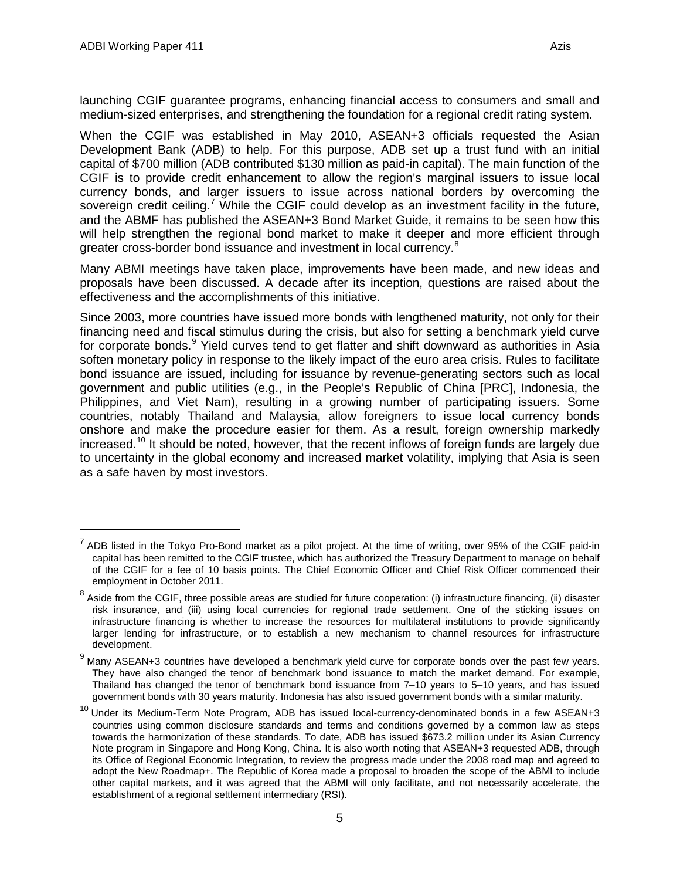launching CGIF guarantee programs, enhancing financial access to consumers and small and medium-sized enterprises, and strengthening the foundation for a regional credit rating system.

When the CGIF was established in May 2010, ASEAN+3 officials requested the Asian Development Bank (ADB) to help. For this purpose, ADB set up a trust fund with an initial capital of $700 million (ADB contributed $130 million as paid-in capital). The main function of the CGIF is to provide credit enhancement to allow the region's marginal issuers to issue local currency bonds, and larger issuers to issue across national borders by overcoming the sovereign credit ceiling.[7] While the CGIF could develop as an investment facility in the future, and the ABMF has published the ASEAN+3 Bond Market Guide, it remains to be seen how this will help strengthen the regional bond market to make it deeper and more efficient through greater cross-border bond issuance and investment in local currency.[8]

Many ABMI meetings have taken place, improvements have been made, and new ideas and proposals have been discussed. A decade after its inception, questions are raised about the effectiveness and the accomplishments of this initiative.

Since 2003, more countries have issued more bonds with lengthened maturity, not only for their financing need and fiscal stimulus during the crisis, but also for setting a benchmark yield curve for corporate bonds.[9] Yield curves tend to get flatter and shift downward as authorities in Asia soften monetary policy in response to the likely impact of the euro area crisis. Rules to facilitate bond issuance are issued, including for issuance by revenue-generating sectors such as local government and public utilities (e.g., in the People's Republic of China [PRC], Indonesia, the Philippines, and Viet Nam), resulting in a growing number of participating issuers. Some countries, notably Thailand and Malaysia, allow foreigners to issue local currency bonds onshore and make the procedure easier for them. As a result, foreign ownership markedly increased.[10] It should be noted, however, that the recent inflows of foreign funds are largely due to uncertainty in the global economy and increased market volatility, implying that Asia is seen as a safe haven by most investors.

---

[7] ADB listed in the Tokyo Pro-Bond market as a pilot project. At the time of writing, over 95% of the CGIF paid-in capital has been remitted to the CGIF trustee, which has authorized the Treasury Department to manage on behalf of the CGIF for a fee of 10 basis points. The Chief Economic Officer and Chief Risk Officer commenced their employment in October 2011.

[8] Aside from the CGIF, three possible areas are studied for future cooperation: (i) infrastructure financing, (ii) disaster risk insurance, and (iii) using local currencies for regional trade settlement. One of the sticking issues on infrastructure financing is whether to increase the resources for multilateral institutions to provide significantly larger lending for infrastructure, or to establish a new mechanism to channel resources for infrastructure development.

[9] Many ASEAN+3 countries have developed a benchmark yield curve for corporate bonds over the past few years. They have also changed the tenor of benchmark bond issuance to match the market demand. For example, Thailand has changed the tenor of benchmark bond issuance from 7–10 years to 5–10 years, and has issued government bonds with 30 years maturity. Indonesia has also issued government bonds with a similar maturity.

[10] Under its Medium-Term Note Program, ADB has issued local-currency-denominated bonds in a few ASEAN+3 countries using common disclosure standards and terms and conditions governed by a common law as steps towards the harmonization of these standards. To date, ADB has issued $673.2 million under its Asian Currency Note program in Singapore and Hong Kong, China. It is also worth noting that ASEAN+3 requested ADB, through its Office of Regional Economic Integration, to review the progress made under the 2008 road map and agreed to adopt the New Roadmap+. The Republic of Korea made a proposal to broaden the scope of the ABMI to include other capital markets, and it was agreed that the ABMI will only facilitate, and not necessarily accelerate, the establishment of a regional settlement intermediary (RSI).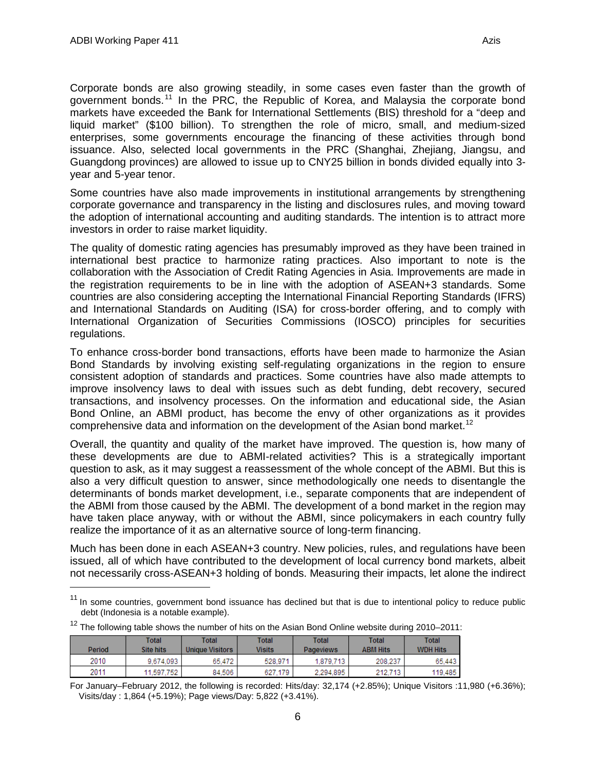Corporate bonds are also growing steadily, in some cases even faster than the growth of government bonds.[11] In the PRC, the Republic of Korea, and Malaysia the corporate bond markets have exceeded the Bank for International Settlements (BIS) threshold for a "deep and liquid market" ($100 billion). To strengthen the role of micro, small, and medium-sized enterprises, some governments encourage the financing of these activities through bond issuance. Also, selected local governments in the PRC (Shanghai, Zhejiang, Jiangsu, and Guangdong provinces) are allowed to issue up to CNY25 billion in bonds divided equally into 3-year and 5-year tenor.

Some countries have also made improvements in institutional arrangements by strengthening corporate governance and transparency in the listing and disclosures rules, and moving toward the adoption of international accounting and auditing standards. The intention is to attract more investors in order to raise market liquidity.

The quality of domestic rating agencies has presumably improved as they have been trained in international best practice to harmonize rating practices. Also important to note is the collaboration with the Association of Credit Rating Agencies in Asia. Improvements are made in the registration requirements to be in line with the adoption of ASEAN+3 standards. Some countries are also considering accepting the International Financial Reporting Standards (IFRS) and International Standards on Auditing (ISA) for cross-border offering, and to comply with International Organization of Securities Commissions (IOSCO) principles for securities regulations.

To enhance cross-border bond transactions, efforts have been made to harmonize the Asian Bond Standards by involving existing self-regulating organizations in the region to ensure consistent adoption of standards and practices. Some countries have also made attempts to improve insolvency laws to deal with issues such as debt funding, debt recovery, secured transactions, and insolvency processes. On the information and educational side, the Asian Bond Online, an ABMI product, has become the envy of other organizations as it provides comprehensive data and information on the development of the Asian bond market.[12]

Overall, the quantity and quality of the market have improved. The question is, how many of these developments are due to ABMI-related activities? This is a strategically important question to ask, as it may suggest a reassessment of the whole concept of the ABMI. But this is also a very difficult question to answer, since methodologically one needs to disentangle the determinants of bonds market development, i.e., separate components that are independent of the ABMI from those caused by the ABMI. The development of a bond market in the region may have taken place anyway, with or without the ABMI, since policymakers in each country fully realize the importance of it as an alternative source of long-term financing.

Much has been done in each ASEAN+3 country. New policies, rules, and regulations have been issued, all of which have contributed to the development of local currency bond markets, albeit not necessarily cross-ASEAN+3 holding of bonds. Measuring their impacts, let alone the indirect

---

[11] In some countries, government bond issuance has declined but that is due to intentional policy to reduce public debt (Indonesia is a notable example).

[12] The following table shows the number of hits on the Asian Bond Online website during 2010–2011:

| Period | Total Site hits | Total Unique Visitors | Total Visits | Total Pageviews | Total ABM Hits | Total WDH Hits |
|---|---|---|---|---|---|---|
| 2010 | 9,674,093 | 65,472 | 528,971 | 1,879,713 | 208,237 | 65,443 |
| 2011 | 11,597,752 | 84,506 | 627,179 | 2,294,895 | 212,713 | 119,485 |

For January–February 2012, the following is recorded: Hits/day: 32,174 (+2.85%); Unique Visitors :11,980 (+6.36%); Visits/day : 1,864 (+5.19%); Page views/Day: 5,822 (+3.41%).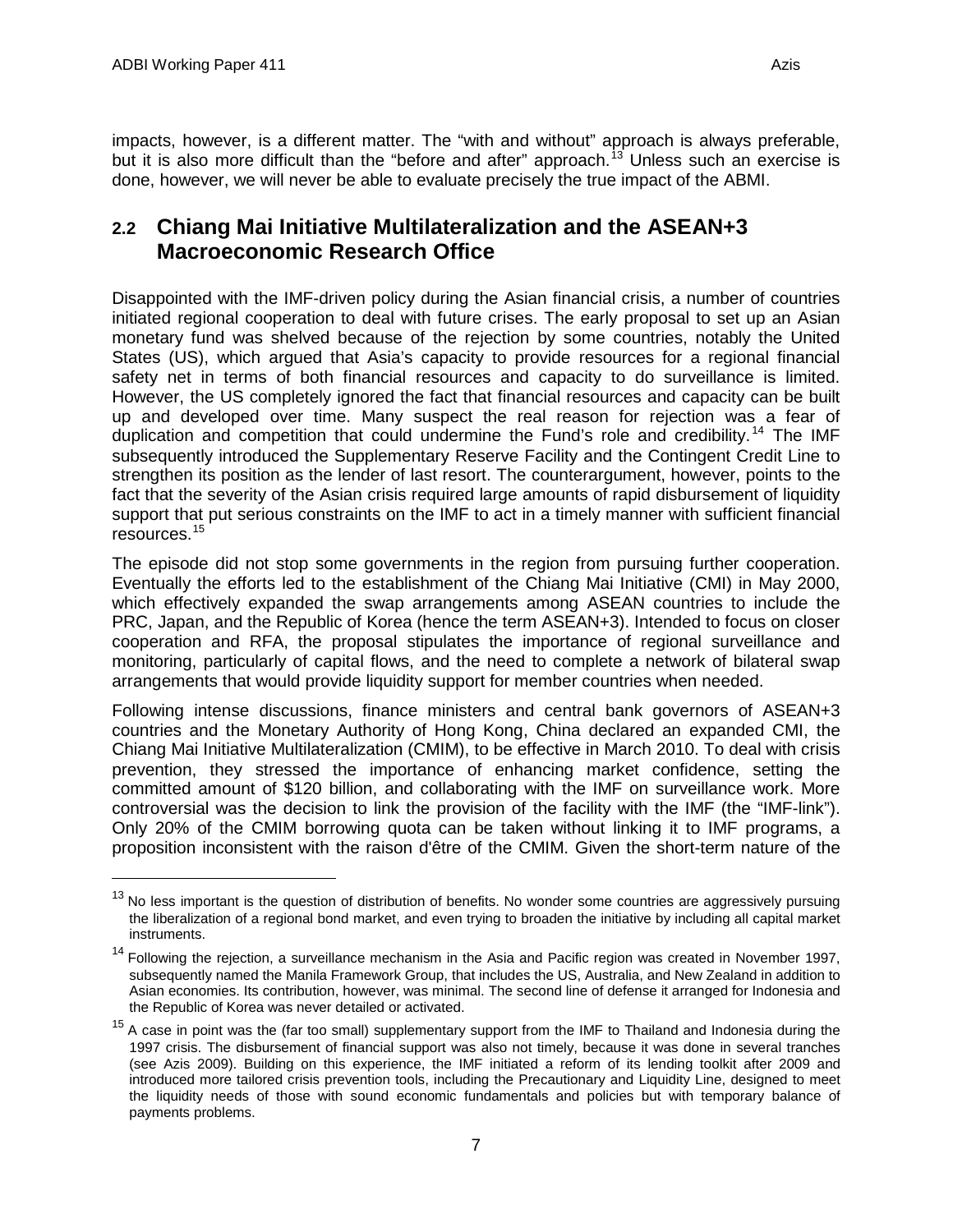impacts, however, is a different matter. The "with and without" approach is always preferable, but it is also more difficult than the "before and after" approach.[13] Unless such an exercise is done, however, we will never be able to evaluate precisely the true impact of the ABMI.

## 2.2 Chiang Mai Initiative Multilateralization and the ASEAN+3 Macroeconomic Research Office

Disappointed with the IMF-driven policy during the Asian financial crisis, a number of countries initiated regional cooperation to deal with future crises. The early proposal to set up an Asian monetary fund was shelved because of the rejection by some countries, notably the United States (US), which argued that Asia's capacity to provide resources for a regional financial safety net in terms of both financial resources and capacity to do surveillance is limited. However, the US completely ignored the fact that financial resources and capacity can be built up and developed over time. Many suspect the real reason for rejection was a fear of duplication and competition that could undermine the Fund's role and credibility.[14] The IMF subsequently introduced the Supplementary Reserve Facility and the Contingent Credit Line to strengthen its position as the lender of last resort. The counterargument, however, points to the fact that the severity of the Asian crisis required large amounts of rapid disbursement of liquidity support that put serious constraints on the IMF to act in a timely manner with sufficient financial resources.[15]

The episode did not stop some governments in the region from pursuing further cooperation. Eventually the efforts led to the establishment of the Chiang Mai Initiative (CMI) in May 2000, which effectively expanded the swap arrangements among ASEAN countries to include the PRC, Japan, and the Republic of Korea (hence the term ASEAN+3). Intended to focus on closer cooperation and RFA, the proposal stipulates the importance of regional surveillance and monitoring, particularly of capital flows, and the need to complete a network of bilateral swap arrangements that would provide liquidity support for member countries when needed.

Following intense discussions, finance ministers and central bank governors of ASEAN+3 countries and the Monetary Authority of Hong Kong, China declared an expanded CMI, the Chiang Mai Initiative Multilateralization (CMIM), to be effective in March 2010. To deal with crisis prevention, they stressed the importance of enhancing market confidence, setting the committed amount of $120 billion, and collaborating with the IMF on surveillance work. More controversial was the decision to link the provision of the facility with the IMF (the "IMF-link"). Only 20% of the CMIM borrowing quota can be taken without linking it to IMF programs, a proposition inconsistent with the raison d'être of the CMIM. Given the short-term nature of the

---

[13] No less important is the question of distribution of benefits. No wonder some countries are aggressively pursuing the liberalization of a regional bond market, and even trying to broaden the initiative by including all capital market instruments.

[14] Following the rejection, a surveillance mechanism in the Asia and Pacific region was created in November 1997, subsequently named the Manila Framework Group, that includes the US, Australia, and New Zealand in addition to Asian economies. Its contribution, however, was minimal. The second line of defense it arranged for Indonesia and the Republic of Korea was never detailed or activated.

[15] A case in point was the (far too small) supplementary support from the IMF to Thailand and Indonesia during the 1997 crisis. The disbursement of financial support was also not timely, because it was done in several tranches (see Azis 2009). Building on this experience, the IMF initiated a reform of its lending toolkit after 2009 and introduced more tailored crisis prevention tools, including the Precautionary and Liquidity Line, designed to meet the liquidity needs of those with sound economic fundamentals and policies but with temporary balance of payments problems.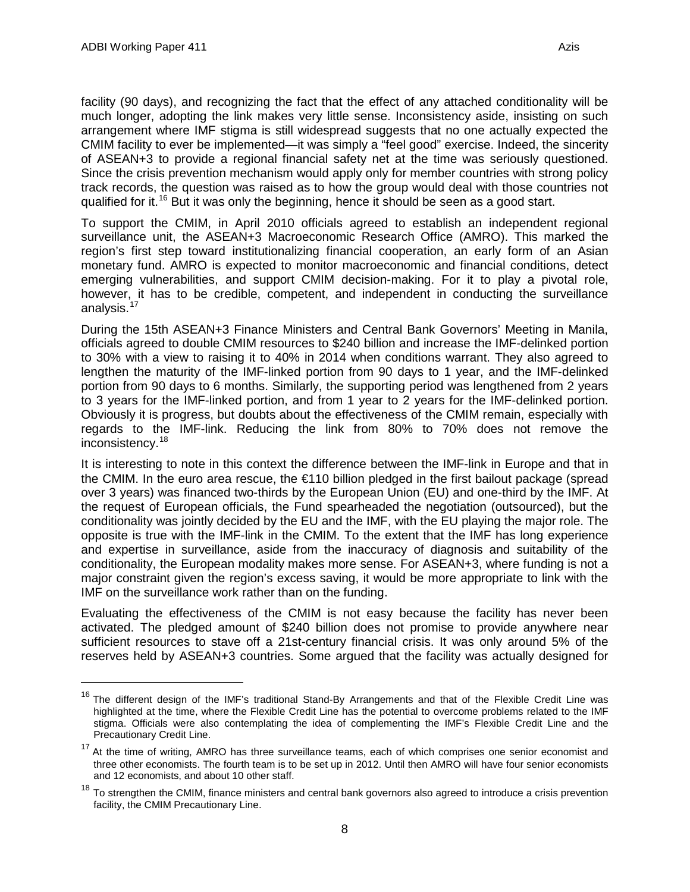facility (90 days), and recognizing the fact that the effect of any attached conditionality will be much longer, adopting the link makes very little sense. Inconsistency aside, insisting on such arrangement where IMF stigma is still widespread suggests that no one actually expected the CMIM facility to ever be implemented—it was simply a "feel good" exercise. Indeed, the sincerity of ASEAN+3 to provide a regional financial safety net at the time was seriously questioned. Since the crisis prevention mechanism would apply only for member countries with strong policy track records, the question was raised as to how the group would deal with those countries not qualified for it.[16] But it was only the beginning, hence it should be seen as a good start.

To support the CMIM, in April 2010 officials agreed to establish an independent regional surveillance unit, the ASEAN+3 Macroeconomic Research Office (AMRO). This marked the region's first step toward institutionalizing financial cooperation, an early form of an Asian monetary fund. AMRO is expected to monitor macroeconomic and financial conditions, detect emerging vulnerabilities, and support CMIM decision-making. For it to play a pivotal role, however, it has to be credible, competent, and independent in conducting the surveillance analysis.[17]

During the 15th ASEAN+3 Finance Ministers and Central Bank Governors' Meeting in Manila, officials agreed to double CMIM resources to \$240 billion and increase the IMF-delinked portion to 30% with a view to raising it to 40% in 2014 when conditions warrant. They also agreed to lengthen the maturity of the IMF-linked portion from 90 days to 1 year, and the IMF-delinked portion from 90 days to 6 months. Similarly, the supporting period was lengthened from 2 years to 3 years for the IMF-linked portion, and from 1 year to 2 years for the IMF-delinked portion. Obviously it is progress, but doubts about the effectiveness of the CMIM remain, especially with regards to the IMF-link. Reducing the link from 80% to 70% does not remove the inconsistency.[18]

It is interesting to note in this context the difference between the IMF-link in Europe and that in the CMIM. In the euro area rescue, the €110 billion pledged in the first bailout package (spread over 3 years) was financed two-thirds by the European Union (EU) and one-third by the IMF. At the request of European officials, the Fund spearheaded the negotiation (outsourced), but the conditionality was jointly decided by the EU and the IMF, with the EU playing the major role. The opposite is true with the IMF-link in the CMIM. To the extent that the IMF has long experience and expertise in surveillance, aside from the inaccuracy of diagnosis and suitability of the conditionality, the European modality makes more sense. For ASEAN+3, where funding is not a major constraint given the region's excess saving, it would be more appropriate to link with the IMF on the surveillance work rather than on the funding.

Evaluating the effectiveness of the CMIM is not easy because the facility has never been activated. The pledged amount of \$240 billion does not promise to provide anywhere near sufficient resources to stave off a 21st-century financial crisis. It was only around 5% of the reserves held by ASEAN+3 countries. Some argued that the facility was actually designed for

---

[16] The different design of the IMF's traditional Stand-By Arrangements and that of the Flexible Credit Line was highlighted at the time, where the Flexible Credit Line has the potential to overcome problems related to the IMF stigma. Officials were also contemplating the idea of complementing the IMF's Flexible Credit Line and the Precautionary Credit Line.

[17] At the time of writing, AMRO has three surveillance teams, each of which comprises one senior economist and three other economists. The fourth team is to be set up in 2012. Until then AMRO will have four senior economists and 12 economists, and about 10 other staff.

[18] To strengthen the CMIM, finance ministers and central bank governors also agreed to introduce a crisis prevention facility, the CMIM Precautionary Line.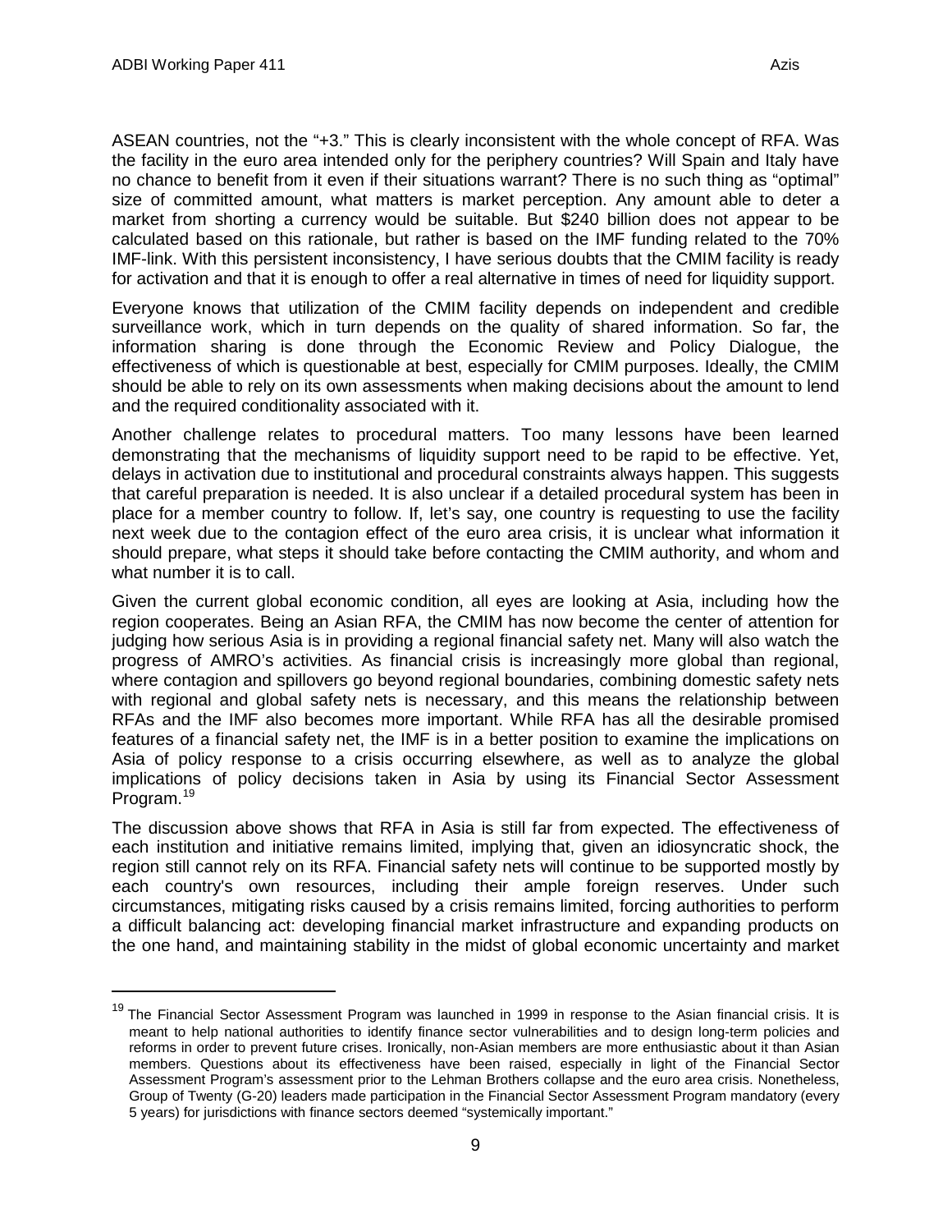ASEAN countries, not the "+3." This is clearly inconsistent with the whole concept of RFA. Was the facility in the euro area intended only for the periphery countries? Will Spain and Italy have no chance to benefit from it even if their situations warrant? There is no such thing as "optimal" size of committed amount, what matters is market perception. Any amount able to deter a market from shorting a currency would be suitable. But $240 billion does not appear to be calculated based on this rationale, but rather is based on the IMF funding related to the 70% IMF-link. With this persistent inconsistency, I have serious doubts that the CMIM facility is ready for activation and that it is enough to offer a real alternative in times of need for liquidity support.

Everyone knows that utilization of the CMIM facility depends on independent and credible surveillance work, which in turn depends on the quality of shared information. So far, the information sharing is done through the Economic Review and Policy Dialogue, the effectiveness of which is questionable at best, especially for CMIM purposes. Ideally, the CMIM should be able to rely on its own assessments when making decisions about the amount to lend and the required conditionality associated with it.

Another challenge relates to procedural matters. Too many lessons have been learned demonstrating that the mechanisms of liquidity support need to be rapid to be effective. Yet, delays in activation due to institutional and procedural constraints always happen. This suggests that careful preparation is needed. It is also unclear if a detailed procedural system has been in place for a member country to follow. If, let's say, one country is requesting to use the facility next week due to the contagion effect of the euro area crisis, it is unclear what information it should prepare, what steps it should take before contacting the CMIM authority, and whom and what number it is to call.

Given the current global economic condition, all eyes are looking at Asia, including how the region cooperates. Being an Asian RFA, the CMIM has now become the center of attention for judging how serious Asia is in providing a regional financial safety net. Many will also watch the progress of AMRO's activities. As financial crisis is increasingly more global than regional, where contagion and spillovers go beyond regional boundaries, combining domestic safety nets with regional and global safety nets is necessary, and this means the relationship between RFAs and the IMF also becomes more important. While RFA has all the desirable promised features of a financial safety net, the IMF is in a better position to examine the implications on Asia of policy response to a crisis occurring elsewhere, as well as to analyze the global implications of policy decisions taken in Asia by using its Financial Sector Assessment Program.[19]

The discussion above shows that RFA in Asia is still far from expected. The effectiveness of each institution and initiative remains limited, implying that, given an idiosyncratic shock, the region still cannot rely on its RFA. Financial safety nets will continue to be supported mostly by each country's own resources, including their ample foreign reserves. Under such circumstances, mitigating risks caused by a crisis remains limited, forcing authorities to perform a difficult balancing act: developing financial market infrastructure and expanding products on the one hand, and maintaining stability in the midst of global economic uncertainty and market

[19] The Financial Sector Assessment Program was launched in 1999 in response to the Asian financial crisis. It is meant to help national authorities to identify finance sector vulnerabilities and to design long-term policies and reforms in order to prevent future crises. Ironically, non-Asian members are more enthusiastic about it than Asian members. Questions about its effectiveness have been raised, especially in light of the Financial Sector Assessment Program's assessment prior to the Lehman Brothers collapse and the euro area crisis. Nonetheless, Group of Twenty (G-20) leaders made participation in the Financial Sector Assessment Program mandatory (every 5 years) for jurisdictions with finance sectors deemed "systemically important."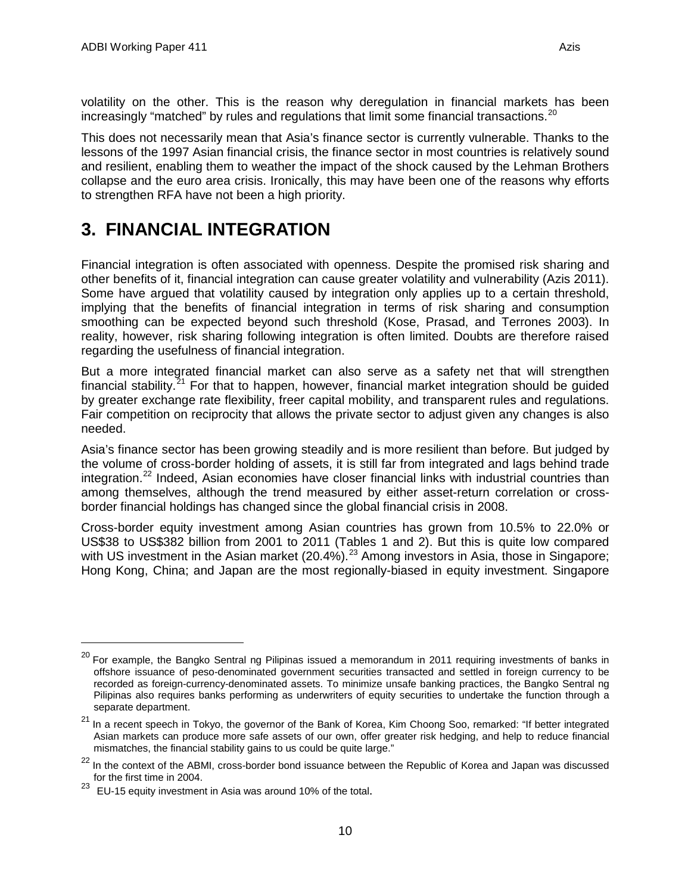volatility on the other. This is the reason why deregulation in financial markets has been increasingly "matched" by rules and regulations that limit some financial transactions.[20]

This does not necessarily mean that Asia's finance sector is currently vulnerable. Thanks to the lessons of the 1997 Asian financial crisis, the finance sector in most countries is relatively sound and resilient, enabling them to weather the impact of the shock caused by the Lehman Brothers collapse and the euro area crisis. Ironically, this may have been one of the reasons why efforts to strengthen RFA have not been a high priority.

# 3. FINANCIAL INTEGRATION

Financial integration is often associated with openness. Despite the promised risk sharing and other benefits of it, financial integration can cause greater volatility and vulnerability (Azis 2011). Some have argued that volatility caused by integration only applies up to a certain threshold, implying that the benefits of financial integration in terms of risk sharing and consumption smoothing can be expected beyond such threshold (Kose, Prasad, and Terrones 2003). In reality, however, risk sharing following integration is often limited. Doubts are therefore raised regarding the usefulness of financial integration.

But a more integrated financial market can also serve as a safety net that will strengthen financial stability.[21] For that to happen, however, financial market integration should be guided by greater exchange rate flexibility, freer capital mobility, and transparent rules and regulations. Fair competition on reciprocity that allows the private sector to adjust given any changes is also needed.

Asia's finance sector has been growing steadily and is more resilient than before. But judged by the volume of cross-border holding of assets, it is still far from integrated and lags behind trade integration.[22] Indeed, Asian economies have closer financial links with industrial countries than among themselves, although the trend measured by either asset-return correlation or cross-border financial holdings has changed since the global financial crisis in 2008.

Cross-border equity investment among Asian countries has grown from 10.5% to 22.0% or US$38 to US$382 billion from 2001 to 2011 (Tables 1 and 2). But this is quite low compared with US investment in the Asian market (20.4%).[23] Among investors in Asia, those in Singapore; Hong Kong, China; and Japan are the most regionally-biased in equity investment. Singapore

---

[20] For example, the Bangko Sentral ng Pilipinas issued a memorandum in 2011 requiring investments of banks in offshore issuance of peso-denominated government securities transacted and settled in foreign currency to be recorded as foreign-currency-denominated assets. To minimize unsafe banking practices, the Bangko Sentral ng Pilipinas also requires banks performing as underwriters of equity securities to undertake the function through a separate department.

[21] In a recent speech in Tokyo, the governor of the Bank of Korea, Kim Choong Soo, remarked: "If better integrated Asian markets can produce more safe assets of our own, offer greater risk hedging, and help to reduce financial mismatches, the financial stability gains to us could be quite large."

[22] In the context of the ABMI, cross-border bond issuance between the Republic of Korea and Japan was discussed for the first time in 2004.

[23] EU-15 equity investment in Asia was around 10% of the total.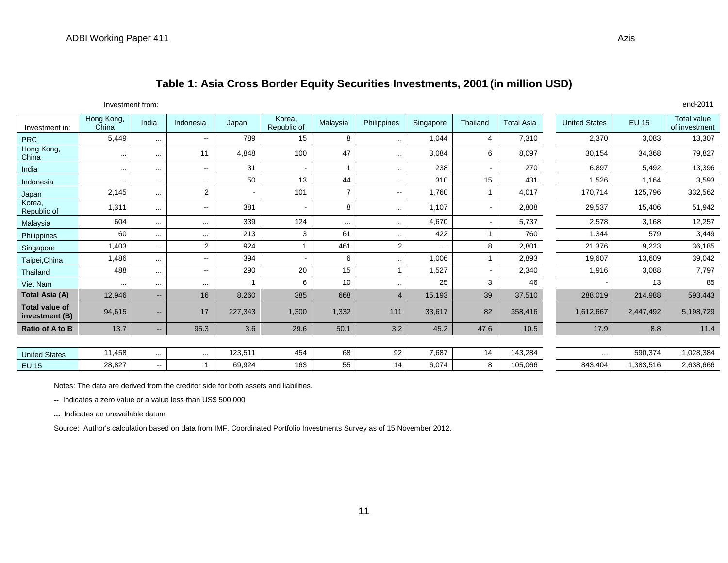## Table 1: Asia Cross Border Equity Securities Investments, 2001 (in million USD)

Investment from: end-2011

| Investment in: | Hong Kong, China | India | Indonesia | Japan | Korea, Republic of | Malaysia | Philippines | Singapore | Thailand | Total Asia | United States | EU 15 | Total value of investment |
|---|---|---|---|---|---|---|---|---|---|---|---|---|---|
| PRC | 5,449 | ... | -- | 789 | 15 | 8 | ... | 1,044 | 4 | 7,310 | 2,370 | 3,083 | 13,307 |
| Hong Kong, China | ... | ... | 11 | 4,848 | 100 | 47 | ... | 3,084 | 6 | 8,097 | 30,154 | 34,368 | 79,827 |
| India | ... | ... | -- | 31 | - | 1 | ... | 238 | - | 270 | 6,897 | 5,492 | 13,396 |
| Indonesia | ... | ... | ... | 50 | 13 | 44 | ... | 310 | 15 | 431 | 1,526 | 1,164 | 3,593 |
| Japan | 2,145 | ... | 2 | - | 101 | 7 | -- | 1,760 | 1 | 4,017 | 170,714 | 125,796 | 332,562 |
| Korea, Republic of | 1,311 | ... | -- | 381 | - | 8 | ... | 1,107 | - | 2,808 | 29,537 | 15,406 | 51,942 |
| Malaysia | 604 | ... | ... | 339 | 124 | ... | ... | 4,670 | - | 5,737 | 2,578 | 3,168 | 12,257 |
| Philippines | 60 | ... | ... | 213 | 3 | 61 | ... | 422 | 1 | 760 | 1,344 | 579 | 3,449 |
| Singapore | 1,403 | ... | 2 | 924 | 1 | 461 | 2 | ... | 8 | 2,801 | 21,376 | 9,223 | 36,185 |
| Taipei,China | 1,486 | ... | -- | 394 | - | 6 | ... | 1,006 | 1 | 2,893 | 19,607 | 13,609 | 39,042 |
| Thailand | 488 | ... | -- | 290 | 20 | 15 | 1 | 1,527 | - | 2,340 | 1,916 | 3,088 | 7,797 |
| Viet Nam | ... | ... | ... | 1 | 6 | 10 | ... | 25 | 3 | 46 | - | 13 | 85 |
| **Total Asia (A)** | 12,946 | -- | 16 | 8,260 | 385 | 668 | 4 | 15,193 | 39 | 37,510 | 288,019 | 214,988 | 593,443 |
| **Total value of investment (B)** | 94,615 | -- | 17 | 227,343 | 1,300 | 1,332 | 111 | 33,617 | 82 | 358,416 | 1,612,667 | 2,447,492 | 5,198,729 |
| **Ratio of A to B** | 13.7 | -- | 95.3 | 3.6 | 29.6 | 50.1 | 3.2 | 45.2 | 47.6 | 10.5 | 17.9 | 8.8 | 11.4 |
| United States | 11,458 | ... | ... | 123,511 | 454 | 68 | 92 | 7,687 | 14 | 143,284 | ... | 590,374 | 1,028,384 |
| EU 15 | 28,827 | -- | 1 | 69,924 | 163 | 55 | 14 | 6,074 | 8 | 105,066 | 843,404 | 1,383,516 | 2,638,666 |

Notes: The data are derived from the creditor side for both assets and liabilities.

**--** Indicates a zero value or a value less than US$ 500,000

**...** Indicates an unavailable datum

Source: Author's calculation based on data from IMF, Coordinated Portfolio Investments Survey as of 15 November 2012.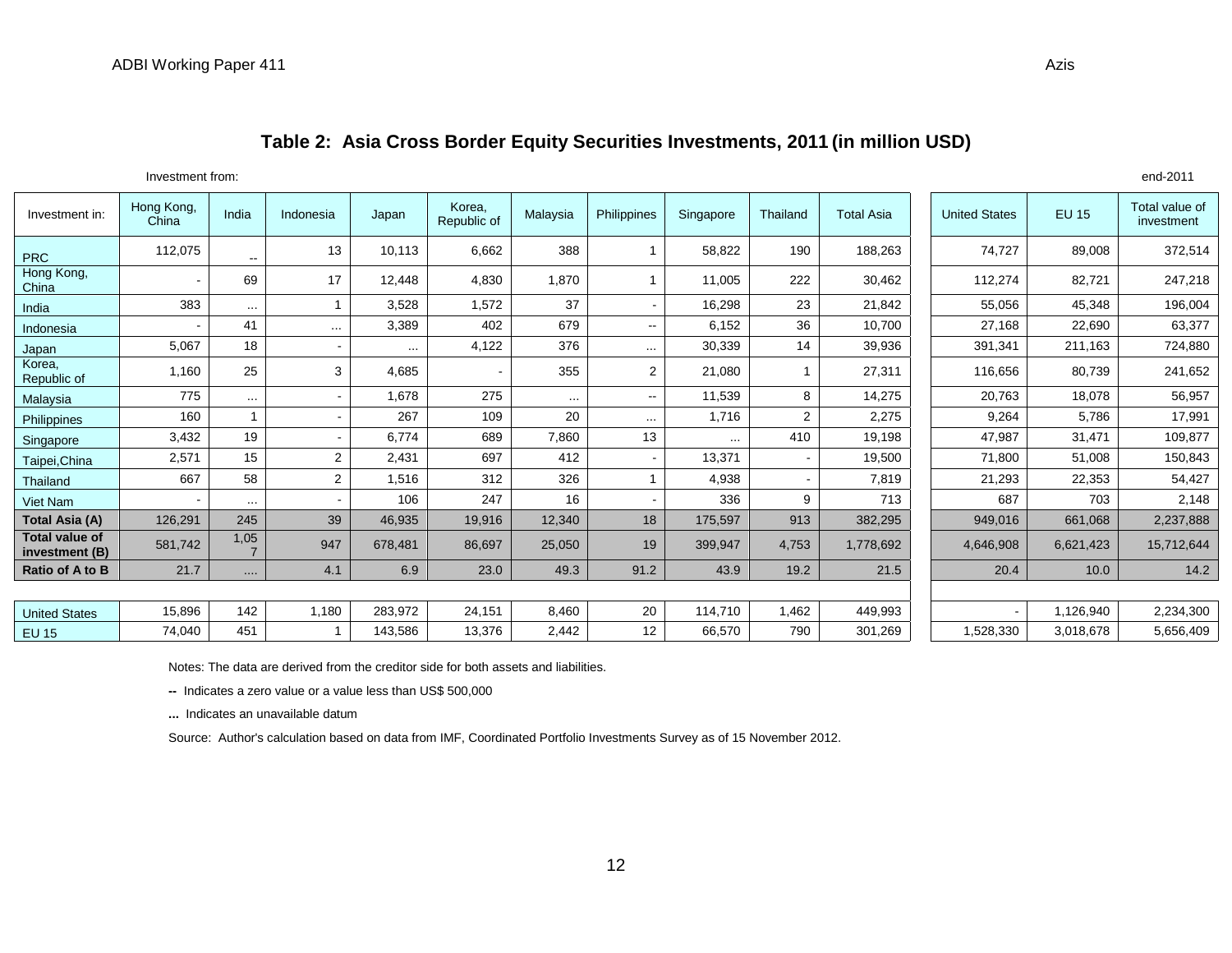# Table 2: Asia Cross Border Equity Securities Investments, 2011 (in million USD)

Investment from: end-2011

| Investment in: | Hong Kong, China | India | Indonesia | Japan | Korea, Republic of | Malaysia | Philippines | Singapore | Thailand | Total Asia | United States | EU 15 | Total value of investment |
|---|---|---|---|---|---|---|---|---|---|---|---|---|---|
| PRC | 112,075 | -- | 13 | 10,113 | 6,662 | 388 | 1 | 58,822 | 190 | 188,263 | 74,727 | 89,008 | 372,514 |
| Hong Kong, China | - | 69 | 17 | 12,448 | 4,830 | 1,870 | 1 | 11,005 | 222 | 30,462 | 112,274 | 82,721 | 247,218 |
| India | 383 | ... | 1 | 3,528 | 1,572 | 37 | - | 16,298 | 23 | 21,842 | 55,056 | 45,348 | 196,004 |
| Indonesia | - | 41 | ... | 3,389 | 402 | 679 | -- | 6,152 | 36 | 10,700 | 27,168 | 22,690 | 63,377 |
| Japan | 5,067 | 18 | - | ... | 4,122 | 376 | ... | 30,339 | 14 | 39,936 | 391,341 | 211,163 | 724,880 |
| Korea, Republic of | 1,160 | 25 | 3 | 4,685 | - | 355 | 2 | 21,080 | 1 | 27,311 | 116,656 | 80,739 | 241,652 |
| Malaysia | 775 | ... | - | 1,678 | 275 | ... | -- | 11,539 | 8 | 14,275 | 20,763 | 18,078 | 56,957 |
| Philippines | 160 | 1 | - | 267 | 109 | 20 | ... | 1,716 | 2 | 2,275 | 9,264 | 5,786 | 17,991 |
| Singapore | 3,432 | 19 | - | 6,774 | 689 | 7,860 | 13 | ... | 410 | 19,198 | 47,987 | 31,471 | 109,877 |
| Taipei,China | 2,571 | 15 | 2 | 2,431 | 697 | 412 | - | 13,371 | - | 19,500 | 71,800 | 51,008 | 150,843 |
| Thailand | 667 | 58 | 2 | 1,516 | 312 | 326 | 1 | 4,938 | - | 7,819 | 21,293 | 22,353 | 54,427 |
| Viet Nam | - | ... | - | 106 | 247 | 16 | - | 336 | 9 | 713 | 687 | 703 | 2,148 |
| **Total Asia (A)** | 126,291 | 245 | 39 | 46,935 | 19,916 | 12,340 | 18 | 175,597 | 913 | 382,295 | 949,016 | 661,068 | 2,237,888 |
| **Total value of investment (B)** | 581,742 | 1,057 | 947 | 678,481 | 86,697 | 25,050 | 19 | 399,947 | 4,753 | 1,778,692 | 4,646,908 | 6,621,423 | 15,712,644 |
| **Ratio of A to B** | 21.7 | .... | 4.1 | 6.9 | 23.0 | 49.3 | 91.2 | 43.9 | 19.2 | 21.5 | 20.4 | 10.0 | 14.2 |
| United States | 15,896 | 142 | 1,180 | 283,972 | 24,151 | 8,460 | 20 | 114,710 | 1,462 | 449,993 | - | 1,126,940 | 2,234,300 |
| EU 15 | 74,040 | 451 | 1 | 143,586 | 13,376 | 2,442 | 12 | 66,570 | 790 | 301,269 | 1,528,330 | 3,018,678 | 5,656,409 |

Notes: The data are derived from the creditor side for both assets and liabilities.

**--** Indicates a zero value or a value less than US$ 500,000

**...** Indicates an unavailable datum

Source: Author's calculation based on data from IMF, Coordinated Portfolio Investments Survey as of 15 November 2012.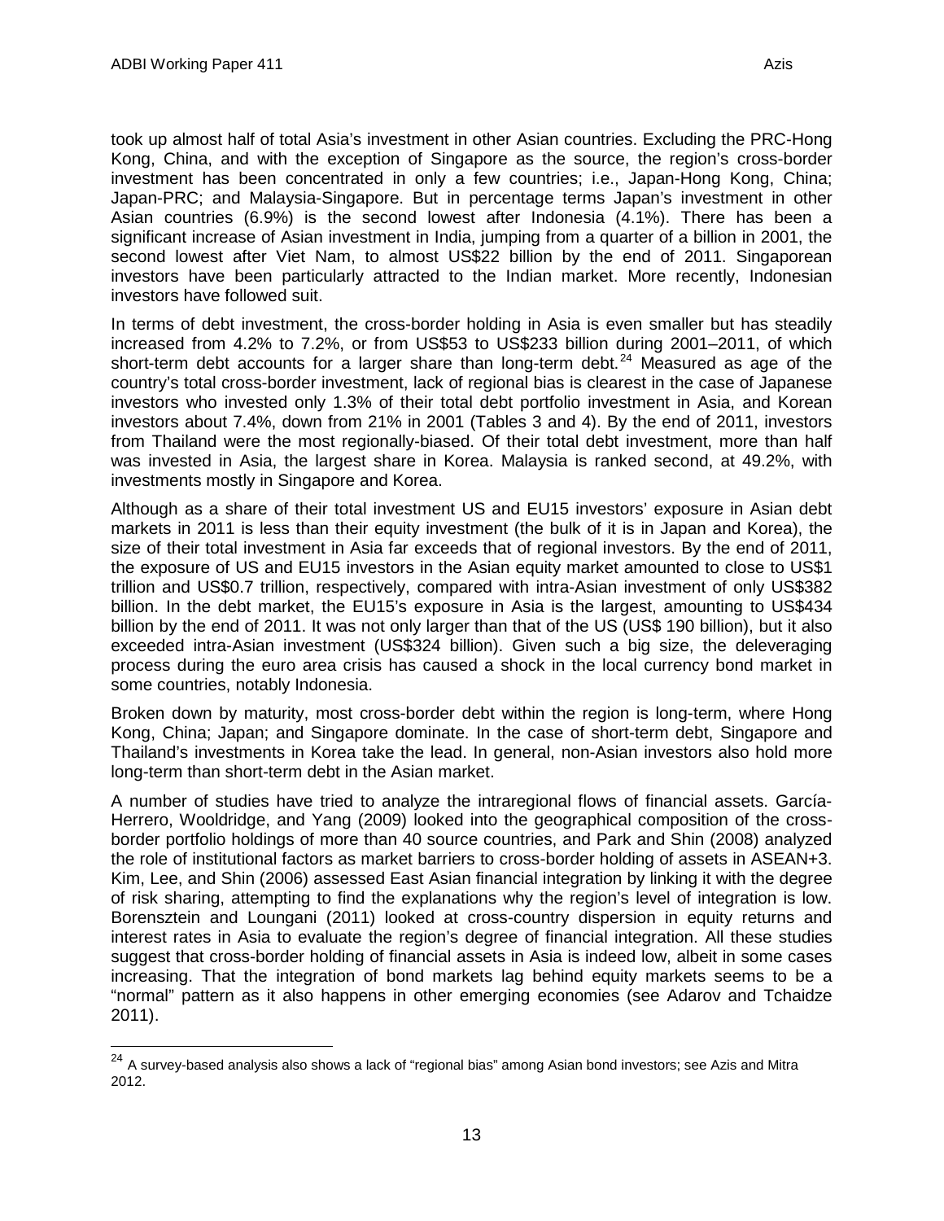took up almost half of total Asia's investment in other Asian countries. Excluding the PRC-Hong Kong, China, and with the exception of Singapore as the source, the region's cross-border investment has been concentrated in only a few countries; i.e., Japan-Hong Kong, China; Japan-PRC; and Malaysia-Singapore. But in percentage terms Japan's investment in other Asian countries (6.9%) is the second lowest after Indonesia (4.1%). There has been a significant increase of Asian investment in India, jumping from a quarter of a billion in 2001, the second lowest after Viet Nam, to almost US$22 billion by the end of 2011. Singaporean investors have been particularly attracted to the Indian market. More recently, Indonesian investors have followed suit.

In terms of debt investment, the cross-border holding in Asia is even smaller but has steadily increased from 4.2% to 7.2%, or from US$53 to US$233 billion during 2001–2011, of which short-term debt accounts for a larger share than long-term debt.[24] Measured as age of the country's total cross-border investment, lack of regional bias is clearest in the case of Japanese investors who invested only 1.3% of their total debt portfolio investment in Asia, and Korean investors about 7.4%, down from 21% in 2001 (Tables 3 and 4). By the end of 2011, investors from Thailand were the most regionally-biased. Of their total debt investment, more than half was invested in Asia, the largest share in Korea. Malaysia is ranked second, at 49.2%, with investments mostly in Singapore and Korea.

Although as a share of their total investment US and EU15 investors' exposure in Asian debt markets in 2011 is less than their equity investment (the bulk of it is in Japan and Korea), the size of their total investment in Asia far exceeds that of regional investors. By the end of 2011, the exposure of US and EU15 investors in the Asian equity market amounted to close to US$1 trillion and US$0.7 trillion, respectively, compared with intra-Asian investment of only US$382 billion. In the debt market, the EU15's exposure in Asia is the largest, amounting to US$434 billion by the end of 2011. It was not only larger than that of the US (US$ 190 billion), but it also exceeded intra-Asian investment (US$324 billion). Given such a big size, the deleveraging process during the euro area crisis has caused a shock in the local currency bond market in some countries, notably Indonesia.

Broken down by maturity, most cross-border debt within the region is long-term, where Hong Kong, China; Japan; and Singapore dominate. In the case of short-term debt, Singapore and Thailand's investments in Korea take the lead. In general, non-Asian investors also hold more long-term than short-term debt in the Asian market.

A number of studies have tried to analyze the intraregional flows of financial assets. García-Herrero, Wooldridge, and Yang (2009) looked into the geographical composition of the cross-border portfolio holdings of more than 40 source countries, and Park and Shin (2008) analyzed the role of institutional factors as market barriers to cross-border holding of assets in ASEAN+3. Kim, Lee, and Shin (2006) assessed East Asian financial integration by linking it with the degree of risk sharing, attempting to find the explanations why the region's level of integration is low. Borensztein and Loungani (2011) looked at cross-country dispersion in equity returns and interest rates in Asia to evaluate the region's degree of financial integration. All these studies suggest that cross-border holding of financial assets in Asia is indeed low, albeit in some cases increasing. That the integration of bond markets lag behind equity markets seems to be a "normal" pattern as it also happens in other emerging economies (see Adarov and Tchaidze 2011).

---

[24] A survey-based analysis also shows a lack of "regional bias" among Asian bond investors; see Azis and Mitra 2012.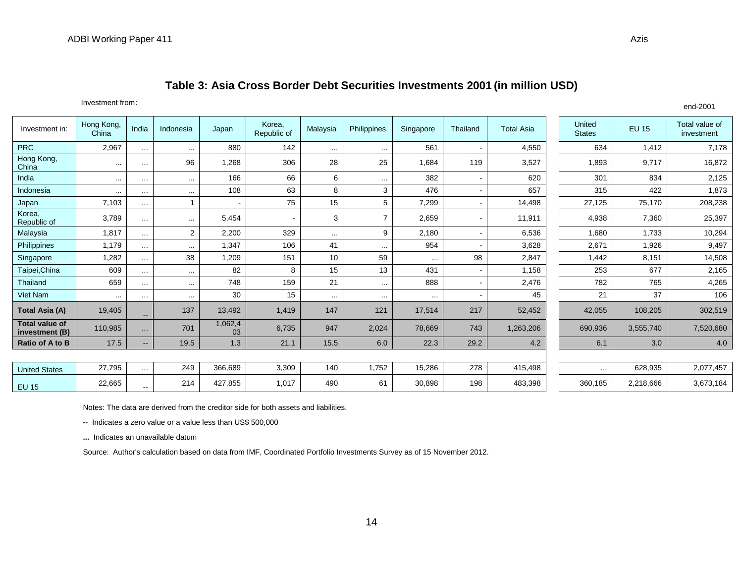## Table 3: Asia Cross Border Debt Securities Investments 2001 (in million USD)

Investment from:

end-2001

| Investment in: | Hong Kong, China | India | Indonesia | Japan | Korea, Republic of | Malaysia | Philippines | Singapore | Thailand | Total Asia | United States | EU 15 | Total value of investment |
|---|---|---|---|---|---|---|---|---|---|---|---|---|---|
| PRC | 2,967 | ... | ... | 880 | 142 | ... | ... | 561 | - | 4,550 | 634 | 1,412 | 7,178 |
| Hong Kong, China | ... | ... | 96 | 1,268 | 306 | 28 | 25 | 1,684 | 119 | 3,527 | 1,893 | 9,717 | 16,872 |
| India | ... | ... | ... | 166 | 66 | 6 | ... | 382 | - | 620 | 301 | 834 | 2,125 |
| Indonesia | ... | ... | ... | 108 | 63 | 8 | 3 | 476 | - | 657 | 315 | 422 | 1,873 |
| Japan | 7,103 | ... | 1 | - | 75 | 15 | 5 | 7,299 | - | 14,498 | 27,125 | 75,170 | 208,238 |
| Korea, Republic of | 3,789 | ... | ... | 5,454 | - | 3 | 7 | 2,659 | - | 11,911 | 4,938 | 7,360 | 25,397 |
| Malaysia | 1,817 | ... | 2 | 2,200 | 329 | ... | 9 | 2,180 | - | 6,536 | 1,680 | 1,733 | 10,294 |
| Philippines | 1,179 | ... | ... | 1,347 | 106 | 41 | ... | 954 | - | 3,628 | 2,671 | 1,926 | 9,497 |
| Singapore | 1,282 | ... | 38 | 1,209 | 151 | 10 | 59 | ... | 98 | 2,847 | 1,442 | 8,151 | 14,508 |
| Taipei,China | 609 | ... | ... | 82 | 8 | 15 | 13 | 431 | - | 1,158 | 253 | 677 | 2,165 |
| Thailand | 659 | ... | ... | 748 | 159 | 21 | ... | 888 | - | 2,476 | 782 | 765 | 4,265 |
| Viet Nam | ... | ... | ... | 30 | 15 | ... | ... | ... | - | 45 | 21 | 37 | 106 |
| **Total Asia (A)** | 19,405 | -- | 137 | 13,492 | 1,419 | 147 | 121 | 17,514 | 217 | 52,452 | 42,055 | 108,205 | 302,519 |
| **Total value of investment (B)** | 110,985 | ... | 701 | 1,062,403 | 6,735 | 947 | 2,024 | 78,669 | 743 | 1,263,206 | 690,936 | 3,555,740 | 7,520,680 |
| **Ratio of A to B** | 17.5 | -- | 19.5 | 1.3 | 21.1 | 15.5 | 6.0 | 22.3 | 29.2 | 4.2 | 6.1 | 3.0 | 4.0 |
| United States | 27,795 | ... | 249 | 366,689 | 3,309 | 140 | 1,752 | 15,286 | 278 | 415,498 | ... | 628,935 | 2,077,457 |
| EU 15 | 22,665 | -- | 214 | 427,855 | 1,017 | 490 | 61 | 30,898 | 198 | 483,398 | 360,185 | 2,218,666 | 3,673,184 |

Notes: The data are derived from the creditor side for both assets and liabilities.

**--** Indicates a zero value or a value less than US$ 500,000

**...** Indicates an unavailable datum

Source: Author's calculation based on data from IMF, Coordinated Portfolio Investments Survey as of 15 November 2012.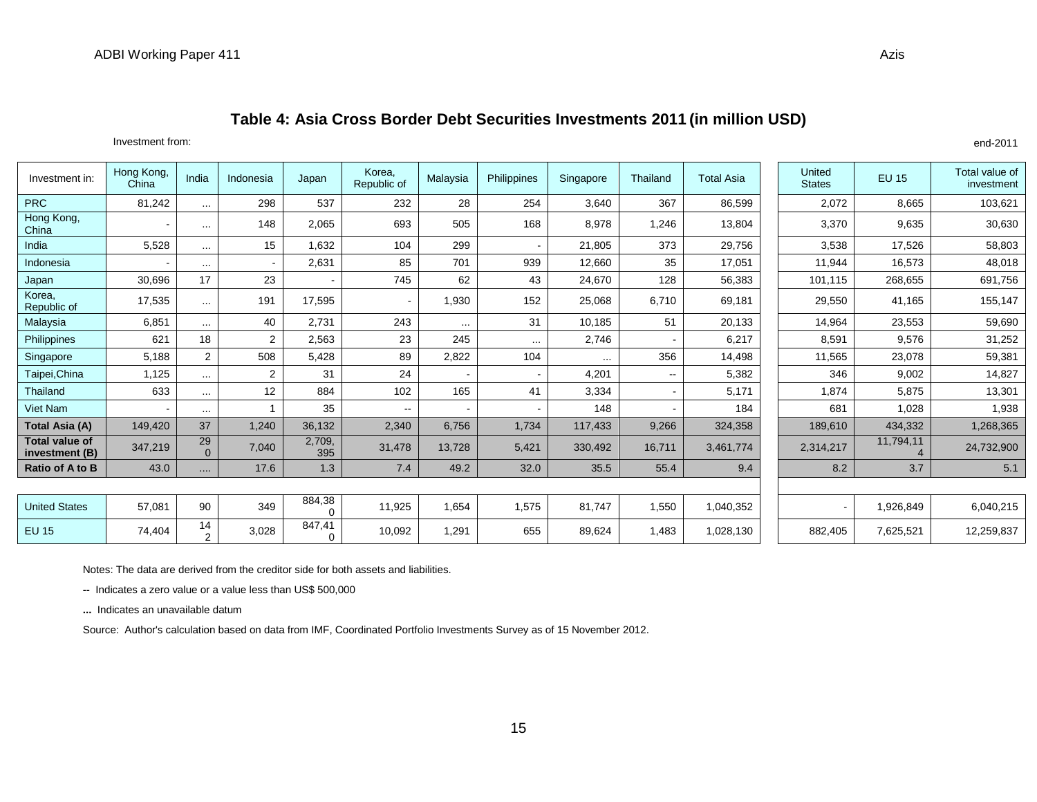## Table 4: Asia Cross Border Debt Securities Investments 2011 (in million USD)

Investment from: end-2011

| Investment in: | Hong Kong, China | India | Indonesia | Japan | Korea, Republic of | Malaysia | Philippines | Singapore | Thailand | Total Asia | United States | EU 15 | Total value of investment |
|---|---|---|---|---|---|---|---|---|---|---|---|---|---|
| PRC | 81,242 | ... | 298 | 537 | 232 | 28 | 254 | 3,640 | 367 | 86,599 | 2,072 | 8,665 | 103,621 |
| Hong Kong, China | - | ... | 148 | 2,065 | 693 | 505 | 168 | 8,978 | 1,246 | 13,804 | 3,370 | 9,635 | 30,630 |
| India | 5,528 | ... | 15 | 1,632 | 104 | 299 | - | 21,805 | 373 | 29,756 | 3,538 | 17,526 | 58,803 |
| Indonesia | - | ... | - | 2,631 | 85 | 701 | 939 | 12,660 | 35 | 17,051 | 11,944 | 16,573 | 48,018 |
| Japan | 30,696 | 17 | 23 | - | 745 | 62 | 43 | 24,670 | 128 | 56,383 | 101,115 | 268,655 | 691,756 |
| Korea, Republic of | 17,535 | ... | 191 | 17,595 | - | 1,930 | 152 | 25,068 | 6,710 | 69,181 | 29,550 | 41,165 | 155,147 |
| Malaysia | 6,851 | ... | 40 | 2,731 | 243 | ... | 31 | 10,185 | 51 | 20,133 | 14,964 | 23,553 | 59,690 |
| Philippines | 621 | 18 | 2 | 2,563 | 23 | 245 | ... | 2,746 | - | 6,217 | 8,591 | 9,576 | 31,252 |
| Singapore | 5,188 | 2 | 508 | 5,428 | 89 | 2,822 | 104 | ... | 356 | 14,498 | 11,565 | 23,078 | 59,381 |
| Taipei,China | 1,125 | ... | 2 | 31 | 24 | - | - | 4,201 | -- | 5,382 | 346 | 9,002 | 14,827 |
| Thailand | 633 | ... | 12 | 884 | 102 | 165 | 41 | 3,334 | - | 5,171 | 1,874 | 5,875 | 13,301 |
| Viet Nam | - | ... | 1 | 35 | -- | - | - | 148 | - | 184 | 681 | 1,028 | 1,938 |
| **Total Asia (A)** | 149,420 | 37 | 1,240 | 36,132 | 2,340 | 6,756 | 1,734 | 117,433 | 9,266 | 324,358 | 189,610 | 434,332 | 1,268,365 |
| **Total value of investment (B)** | 347,219 | 290 | 7,040 | 2,709,395 | 31,478 | 13,728 | 5,421 | 330,492 | 16,711 | 3,461,774 | 2,314,217 | 11,794,114 | 24,732,900 |
| **Ratio of A to B** | 43.0 | .... | 17.6 | 1.3 | 7.4 | 49.2 | 32.0 | 35.5 | 55.4 | 9.4 | 8.2 | 3.7 | 5.1 |
| | | | | | | | | | | | | | |
| United States | 57,081 | 90 | 349 | 884,380 | 11,925 | 1,654 | 1,575 | 81,747 | 1,550 | 1,040,352 | - | 1,926,849 | 6,040,215 |
| EU 15 | 74,404 | 142 | 3,028 | 847,410 | 10,092 | 1,291 | 655 | 89,624 | 1,483 | 1,028,130 | 882,405 | 7,625,521 | 12,259,837 |

Notes: The data are derived from the creditor side for both assets and liabilities.

**--** Indicates a zero value or a value less than US$ 500,000

**...** Indicates an unavailable datum

Source: Author's calculation based on data from IMF, Coordinated Portfolio Investments Survey as of 15 November 2012.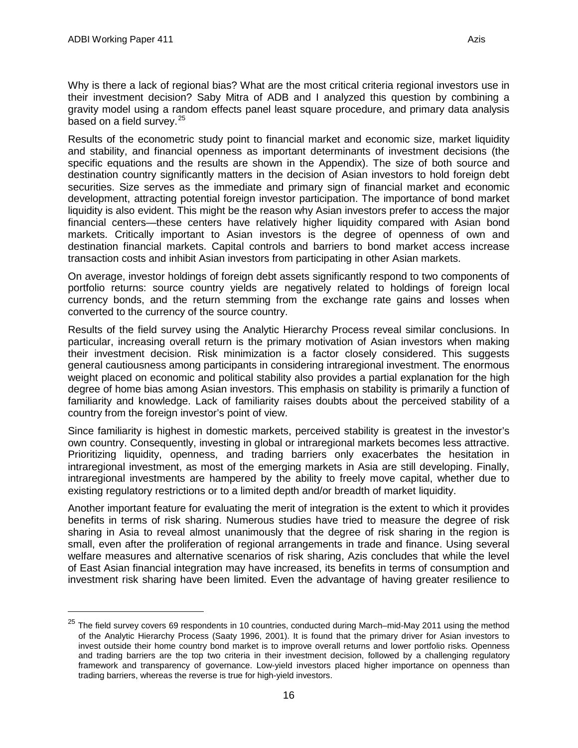Why is there a lack of regional bias? What are the most critical criteria regional investors use in their investment decision? Saby Mitra of ADB and I analyzed this question by combining a gravity model using a random effects panel least square procedure, and primary data analysis based on a field survey.[25]

Results of the econometric study point to financial market and economic size, market liquidity and stability, and financial openness as important determinants of investment decisions (the specific equations and the results are shown in the Appendix). The size of both source and destination country significantly matters in the decision of Asian investors to hold foreign debt securities. Size serves as the immediate and primary sign of financial market and economic development, attracting potential foreign investor participation. The importance of bond market liquidity is also evident. This might be the reason why Asian investors prefer to access the major financial centers—these centers have relatively higher liquidity compared with Asian bond markets. Critically important to Asian investors is the degree of openness of own and destination financial markets. Capital controls and barriers to bond market access increase transaction costs and inhibit Asian investors from participating in other Asian markets.

On average, investor holdings of foreign debt assets significantly respond to two components of portfolio returns: source country yields are negatively related to holdings of foreign local currency bonds, and the return stemming from the exchange rate gains and losses when converted to the currency of the source country.

Results of the field survey using the Analytic Hierarchy Process reveal similar conclusions. In particular, increasing overall return is the primary motivation of Asian investors when making their investment decision. Risk minimization is a factor closely considered. This suggests general cautiousness among participants in considering intraregional investment. The enormous weight placed on economic and political stability also provides a partial explanation for the high degree of home bias among Asian investors. This emphasis on stability is primarily a function of familiarity and knowledge. Lack of familiarity raises doubts about the perceived stability of a country from the foreign investor's point of view.

Since familiarity is highest in domestic markets, perceived stability is greatest in the investor's own country. Consequently, investing in global or intraregional markets becomes less attractive. Prioritizing liquidity, openness, and trading barriers only exacerbates the hesitation in intraregional investment, as most of the emerging markets in Asia are still developing. Finally, intraregional investments are hampered by the ability to freely move capital, whether due to existing regulatory restrictions or to a limited depth and/or breadth of market liquidity.

Another important feature for evaluating the merit of integration is the extent to which it provides benefits in terms of risk sharing. Numerous studies have tried to measure the degree of risk sharing in Asia to reveal almost unanimously that the degree of risk sharing in the region is small, even after the proliferation of regional arrangements in trade and finance. Using several welfare measures and alternative scenarios of risk sharing, Azis concludes that while the level of East Asian financial integration may have increased, its benefits in terms of consumption and investment risk sharing have been limited. Even the advantage of having greater resilience to

---

[25] The field survey covers 69 respondents in 10 countries, conducted during March–mid-May 2011 using the method of the Analytic Hierarchy Process (Saaty 1996, 2001). It is found that the primary driver for Asian investors to invest outside their home country bond market is to improve overall returns and lower portfolio risks. Openness and trading barriers are the top two criteria in their investment decision, followed by a challenging regulatory framework and transparency of governance. Low-yield investors placed higher importance on openness than trading barriers, whereas the reverse is true for high-yield investors.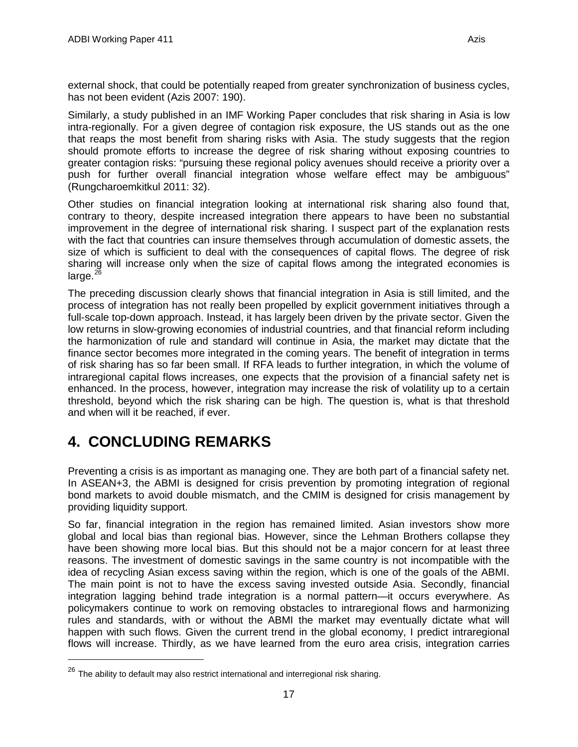external shock, that could be potentially reaped from greater synchronization of business cycles, has not been evident (Azis 2007: 190).

Similarly, a study published in an IMF Working Paper concludes that risk sharing in Asia is low intra-regionally. For a given degree of contagion risk exposure, the US stands out as the one that reaps the most benefit from sharing risks with Asia. The study suggests that the region should promote efforts to increase the degree of risk sharing without exposing countries to greater contagion risks: "pursuing these regional policy avenues should receive a priority over a push for further overall financial integration whose welfare effect may be ambiguous" (Rungcharoemkitkul 2011: 32).

Other studies on financial integration looking at international risk sharing also found that, contrary to theory, despite increased integration there appears to have been no substantial improvement in the degree of international risk sharing. I suspect part of the explanation rests with the fact that countries can insure themselves through accumulation of domestic assets, the size of which is sufficient to deal with the consequences of capital flows. The degree of risk sharing will increase only when the size of capital flows among the integrated economies is large.[26]

The preceding discussion clearly shows that financial integration in Asia is still limited, and the process of integration has not really been propelled by explicit government initiatives through a full-scale top-down approach. Instead, it has largely been driven by the private sector. Given the low returns in slow-growing economies of industrial countries, and that financial reform including the harmonization of rule and standard will continue in Asia, the market may dictate that the finance sector becomes more integrated in the coming years. The benefit of integration in terms of risk sharing has so far been small. If RFA leads to further integration, in which the volume of intraregional capital flows increases, one expects that the provision of a financial safety net is enhanced. In the process, however, integration may increase the risk of volatility up to a certain threshold, beyond which the risk sharing can be high. The question is, what is that threshold and when will it be reached, if ever.

# 4. CONCLUDING REMARKS

Preventing a crisis is as important as managing one. They are both part of a financial safety net. In ASEAN+3, the ABMI is designed for crisis prevention by promoting integration of regional bond markets to avoid double mismatch, and the CMIM is designed for crisis management by providing liquidity support.

So far, financial integration in the region has remained limited. Asian investors show more global and local bias than regional bias. However, since the Lehman Brothers collapse they have been showing more local bias. But this should not be a major concern for at least three reasons. The investment of domestic savings in the same country is not incompatible with the idea of recycling Asian excess saving within the region, which is one of the goals of the ABMI. The main point is not to have the excess saving invested outside Asia. Secondly, financial integration lagging behind trade integration is a normal pattern—it occurs everywhere. As policymakers continue to work on removing obstacles to intraregional flows and harmonizing rules and standards, with or without the ABMI the market may eventually dictate what will happen with such flows. Given the current trend in the global economy, I predict intraregional flows will increase. Thirdly, as we have learned from the euro area crisis, integration carries

[26] The ability to default may also restrict international and interregional risk sharing.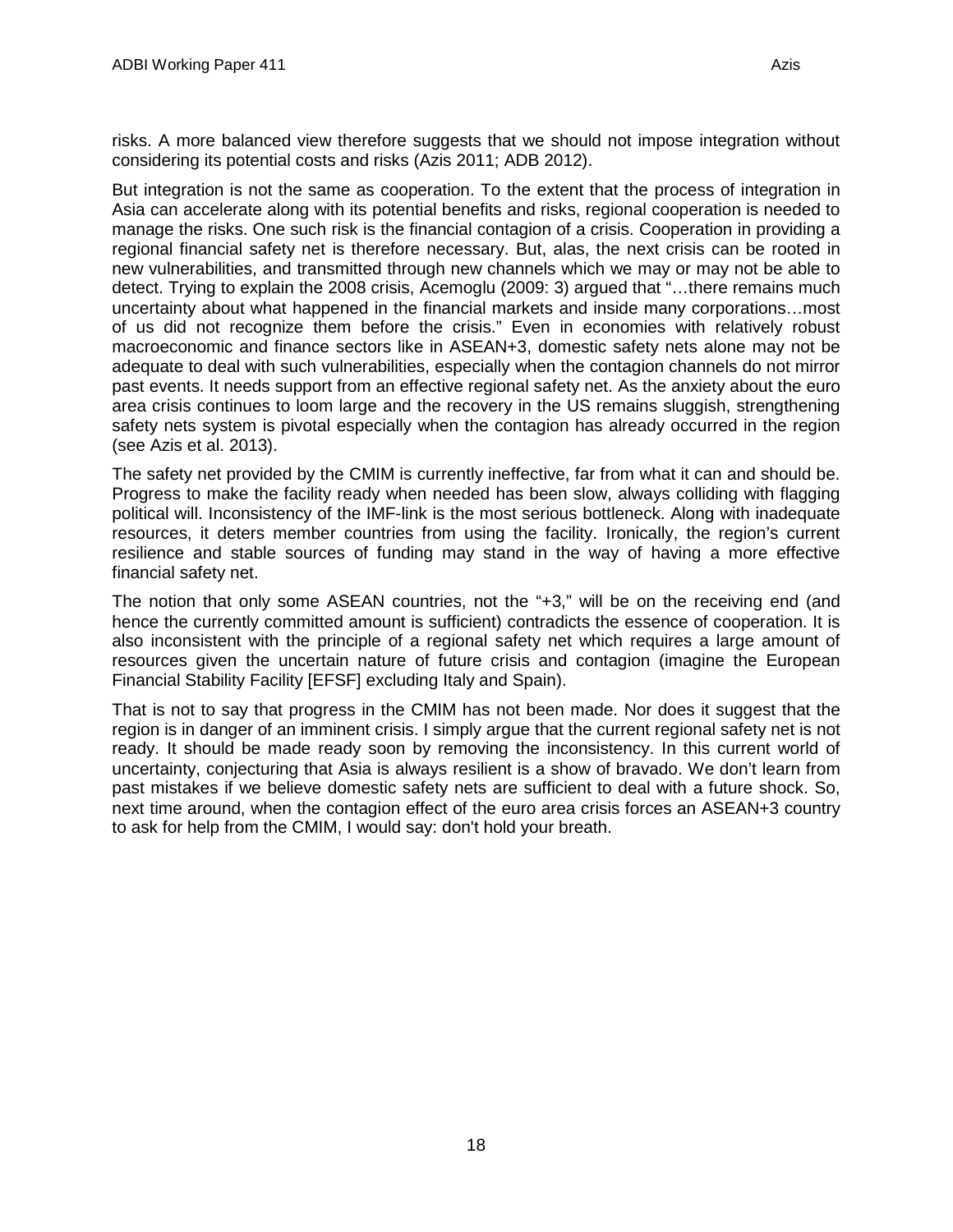risks. A more balanced view therefore suggests that we should not impose integration without considering its potential costs and risks (Azis 2011; ADB 2012).

But integration is not the same as cooperation. To the extent that the process of integration in Asia can accelerate along with its potential benefits and risks, regional cooperation is needed to manage the risks. One such risk is the financial contagion of a crisis. Cooperation in providing a regional financial safety net is therefore necessary. But, alas, the next crisis can be rooted in new vulnerabilities, and transmitted through new channels which we may or may not be able to detect. Trying to explain the 2008 crisis, Acemoglu (2009: 3) argued that "…there remains much uncertainty about what happened in the financial markets and inside many corporations…most of us did not recognize them before the crisis." Even in economies with relatively robust macroeconomic and finance sectors like in ASEAN+3, domestic safety nets alone may not be adequate to deal with such vulnerabilities, especially when the contagion channels do not mirror past events. It needs support from an effective regional safety net. As the anxiety about the euro area crisis continues to loom large and the recovery in the US remains sluggish, strengthening safety nets system is pivotal especially when the contagion has already occurred in the region (see Azis et al. 2013).

The safety net provided by the CMIM is currently ineffective, far from what it can and should be. Progress to make the facility ready when needed has been slow, always colliding with flagging political will. Inconsistency of the IMF-link is the most serious bottleneck. Along with inadequate resources, it deters member countries from using the facility. Ironically, the region's current resilience and stable sources of funding may stand in the way of having a more effective financial safety net.

The notion that only some ASEAN countries, not the "+3," will be on the receiving end (and hence the currently committed amount is sufficient) contradicts the essence of cooperation. It is also inconsistent with the principle of a regional safety net which requires a large amount of resources given the uncertain nature of future crisis and contagion (imagine the European Financial Stability Facility [EFSF] excluding Italy and Spain).

That is not to say that progress in the CMIM has not been made. Nor does it suggest that the region is in danger of an imminent crisis. I simply argue that the current regional safety net is not ready. It should be made ready soon by removing the inconsistency. In this current world of uncertainty, conjecturing that Asia is always resilient is a show of bravado. We don't learn from past mistakes if we believe domestic safety nets are sufficient to deal with a future shock. So, next time around, when the contagion effect of the euro area crisis forces an ASEAN+3 country to ask for help from the CMIM, I would say: don't hold your breath.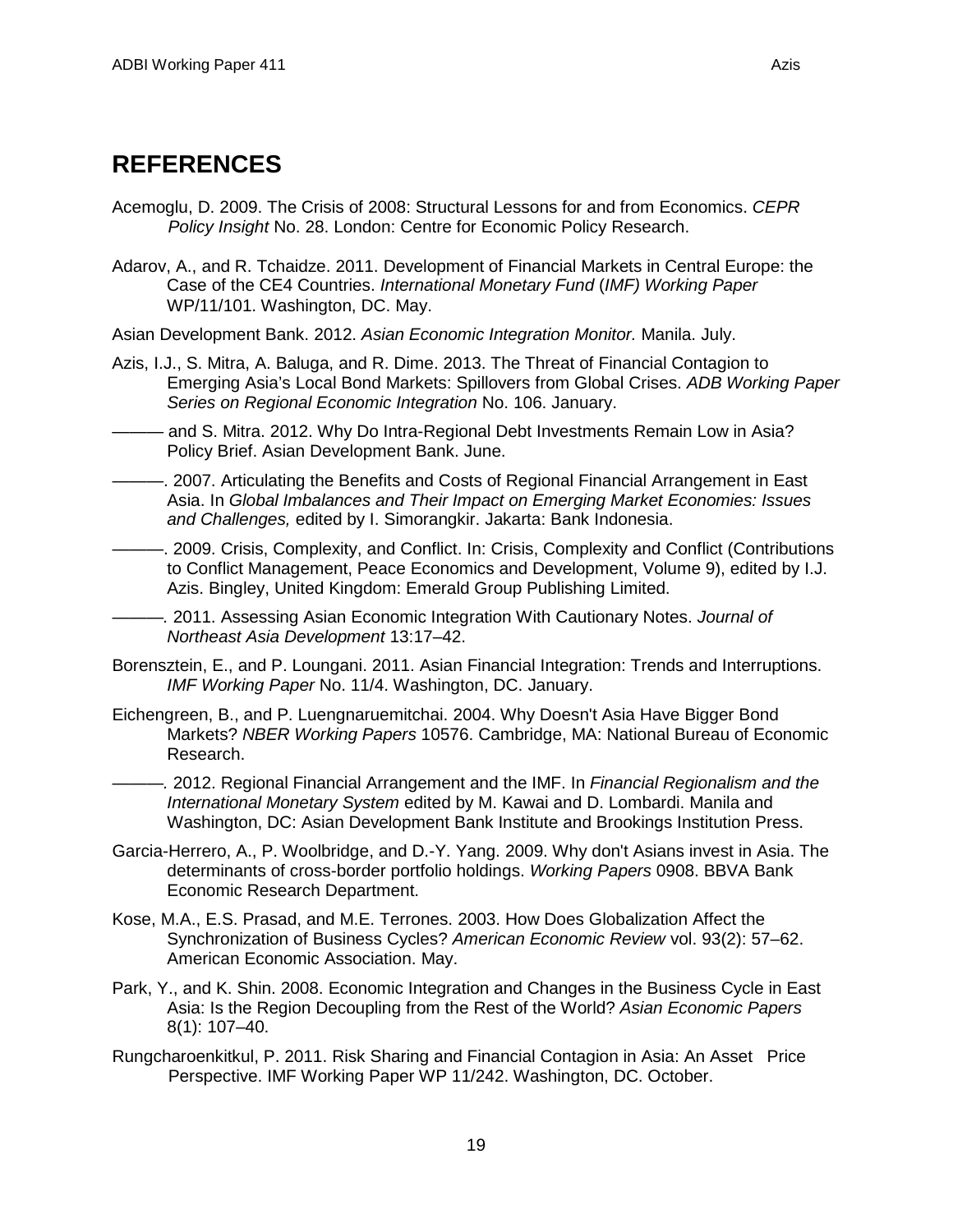## REFERENCES

Acemoglu, D. 2009. The Crisis of 2008: Structural Lessons for and from Economics. *CEPR Policy Insight* No. 28. London: Centre for Economic Policy Research.

Adarov, A., and R. Tchaidze. 2011. Development of Financial Markets in Central Europe: the Case of the CE4 Countries. *International Monetary Fund* (*IMF) Working Paper* WP/11/101. Washington, DC. May.

Asian Development Bank. 2012. *Asian Economic Integration Monitor.* Manila. July.

Azis, I.J., S. Mitra, A. Baluga, and R. Dime. 2013. The Threat of Financial Contagion to Emerging Asia's Local Bond Markets: Spillovers from Global Crises. *ADB Working Paper Series on Regional Economic Integration* No. 106. January.

——— and S. Mitra. 2012. Why Do Intra-Regional Debt Investments Remain Low in Asia? Policy Brief. Asian Development Bank. June.

———. 2007. Articulating the Benefits and Costs of Regional Financial Arrangement in East Asia. In *Global Imbalances and Their Impact on Emerging Market Economies: Issues and Challenges,* edited by I. Simorangkir. Jakarta: Bank Indonesia.

———. 2009. Crisis, Complexity, and Conflict. In: Crisis, Complexity and Conflict (Contributions to Conflict Management, Peace Economics and Development, Volume 9), edited by I.J. Azis. Bingley, United Kingdom: Emerald Group Publishing Limited.

———. 2011. Assessing Asian Economic Integration With Cautionary Notes. *Journal of Northeast Asia Development* 13:17–42.

Borensztein, E., and P. Loungani. 2011. Asian Financial Integration: Trends and Interruptions. *IMF Working Paper* No. 11/4. Washington, DC. January.

Eichengreen, B., and P. Luengnaruemitchai. 2004. Why Doesn't Asia Have Bigger Bond Markets? *NBER Working Papers* 10576. Cambridge, MA: National Bureau of Economic Research.

———. 2012. Regional Financial Arrangement and the IMF. In *Financial Regionalism and the International Monetary System* edited by M. Kawai and D. Lombardi. Manila and Washington, DC: Asian Development Bank Institute and Brookings Institution Press.

Garcia-Herrero, A., P. Woolbridge, and D.-Y. Yang. 2009. Why don't Asians invest in Asia. The determinants of cross-border portfolio holdings. *Working Papers* 0908. BBVA Bank Economic Research Department.

Kose, M.A., E.S. Prasad, and M.E. Terrones. 2003. How Does Globalization Affect the Synchronization of Business Cycles? *American Economic Review* vol. 93(2): 57–62. American Economic Association. May.

Park, Y., and K. Shin. 2008. Economic Integration and Changes in the Business Cycle in East Asia: Is the Region Decoupling from the Rest of the World? *Asian Economic Papers* 8(1): 107–40.

Rungcharoenkitkul, P. 2011. Risk Sharing and Financial Contagion in Asia: An Asset Price Perspective. IMF Working Paper WP 11/242. Washington, DC. October.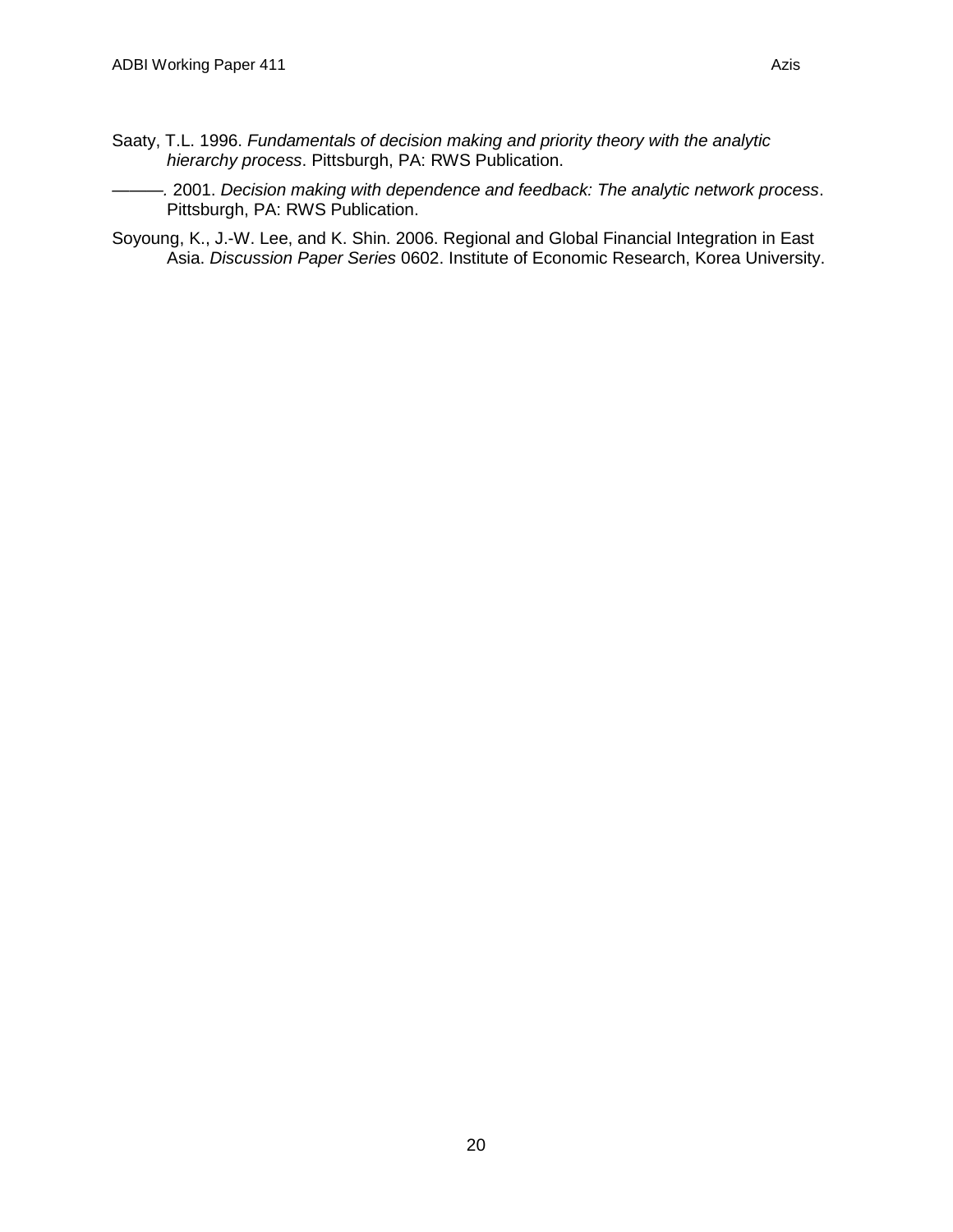Saaty, T.L. 1996. *Fundamentals of decision making and priority theory with the analytic hierarchy process*. Pittsburgh, PA: RWS Publication.

———. 2001. *Decision making with dependence and feedback: The analytic network process*. Pittsburgh, PA: RWS Publication.

Soyoung, K., J.-W. Lee, and K. Shin. 2006. Regional and Global Financial Integration in East Asia. *Discussion Paper Series* 0602. Institute of Economic Research, Korea University.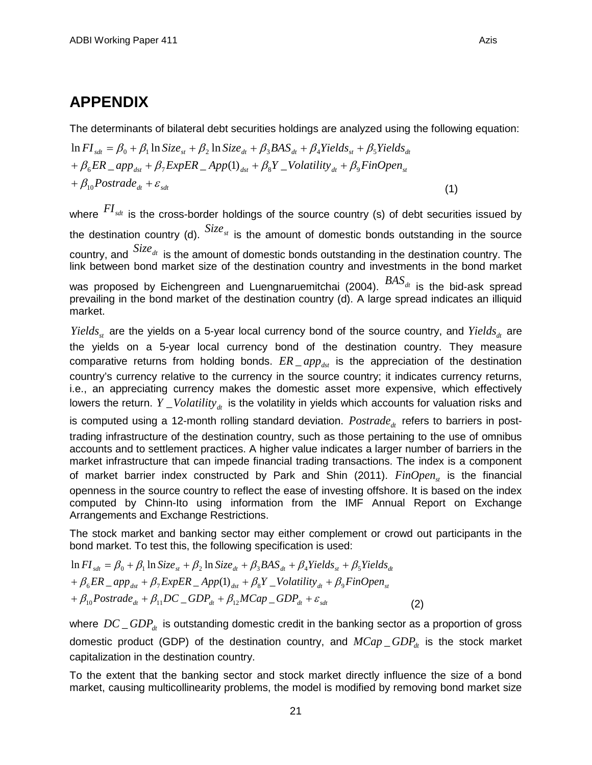## APPENDIX

The determinants of bilateral debt securities holdings are analyzed using the following equation:

$$
\begin{aligned}
\ln FI_{sdt} &= \beta_0 + \beta_1 \ln Size_{st} + \beta_2 \ln Size_{dt} + \beta_3 BAS_{dt} + \beta_4 Yields_{st} + \beta_5 Yields_{dt} \\
&+ \beta_6 ER\_app_{dst} + \beta_7 ExpER\_App(1)_{dst} + \beta_8 Y\_Volatility_{dt} + \beta_9 FinOpen_{st} \\
&+ \beta_{10} Postrade_{dt} + \varepsilon_{sdt} \qquad (1)
\end{aligned}
$$

where $FI_{sdt}$ is the cross-border holdings of the source country (s) of debt securities issued by the destination country (d). $Size_{st}$ is the amount of domestic bonds outstanding in the source country, and $Size_{dt}$ is the amount of domestic bonds outstanding in the destination country. The link between bond market size of the destination country and investments in the bond market was proposed by Eichengreen and Luengnaruemitchai (2004). $BAS_{dt}$ is the bid-ask spread prevailing in the bond market of the destination country (d). A large spread indicates an illiquid market.

$Yields_{st}$ are the yields on a 5-year local currency bond of the source country, and $Yields_{dt}$ are the yields on a 5-year local currency bond of the destination country. They measure comparative returns from holding bonds. $ER\_app_{dst}$ is the appreciation of the destination country's currency relative to the currency in the source country; it indicates currency returns, i.e., an appreciating currency makes the domestic asset more expensive, which effectively lowers the return. $Y\_Volatility_{dt}$ is the volatility in yields which accounts for valuation risks and is computed using a 12-month rolling standard deviation. $Postrade_{dt}$ refers to barriers in post-trading infrastructure of the destination country, such as those pertaining to the use of omnibus accounts and to settlement practices. A higher value indicates a larger number of barriers in the market infrastructure that can impede financial trading transactions. The index is a component of market barrier index constructed by Park and Shin (2011). $FinOpen_{st}$ is the financial openness in the source country to reflect the ease of investing offshore. It is based on the index computed by Chinn-Ito using information from the IMF Annual Report on Exchange Arrangements and Exchange Restrictions.

The stock market and banking sector may either complement or crowd out participants in the bond market. To test this, the following specification is used:

$$
\begin{aligned}
\ln FI_{sdt} &= \beta_0 + \beta_1 \ln Size_{st} + \beta_2 \ln Size_{dt} + \beta_3 BAS_{dt} + \beta_4 Yields_{st} + \beta_5 Yields_{dt} \\
&+ \beta_6 ER\_app_{dst} + \beta_7 ExpER\_App(1)_{dst} + \beta_8 Y\_Volatility_{dt} + \beta_9 FinOpen_{st} \\
&+ \beta_{10} Postrade_{dt} + \beta_{11} DC\_GDP_{dt} + \beta_{12} MCap\_GDP_{dt} + \varepsilon_{sdt} \qquad (2)
\end{aligned}
$$

where $DC\_GDP_{dt}$ is outstanding domestic credit in the banking sector as a proportion of gross domestic product (GDP) of the destination country, and $MCap\_GDP_{dt}$ is the stock market capitalization in the destination country.

To the extent that the banking sector and stock market directly influence the size of a bond market, causing multicollinearity problems, the model is modified by removing bond market size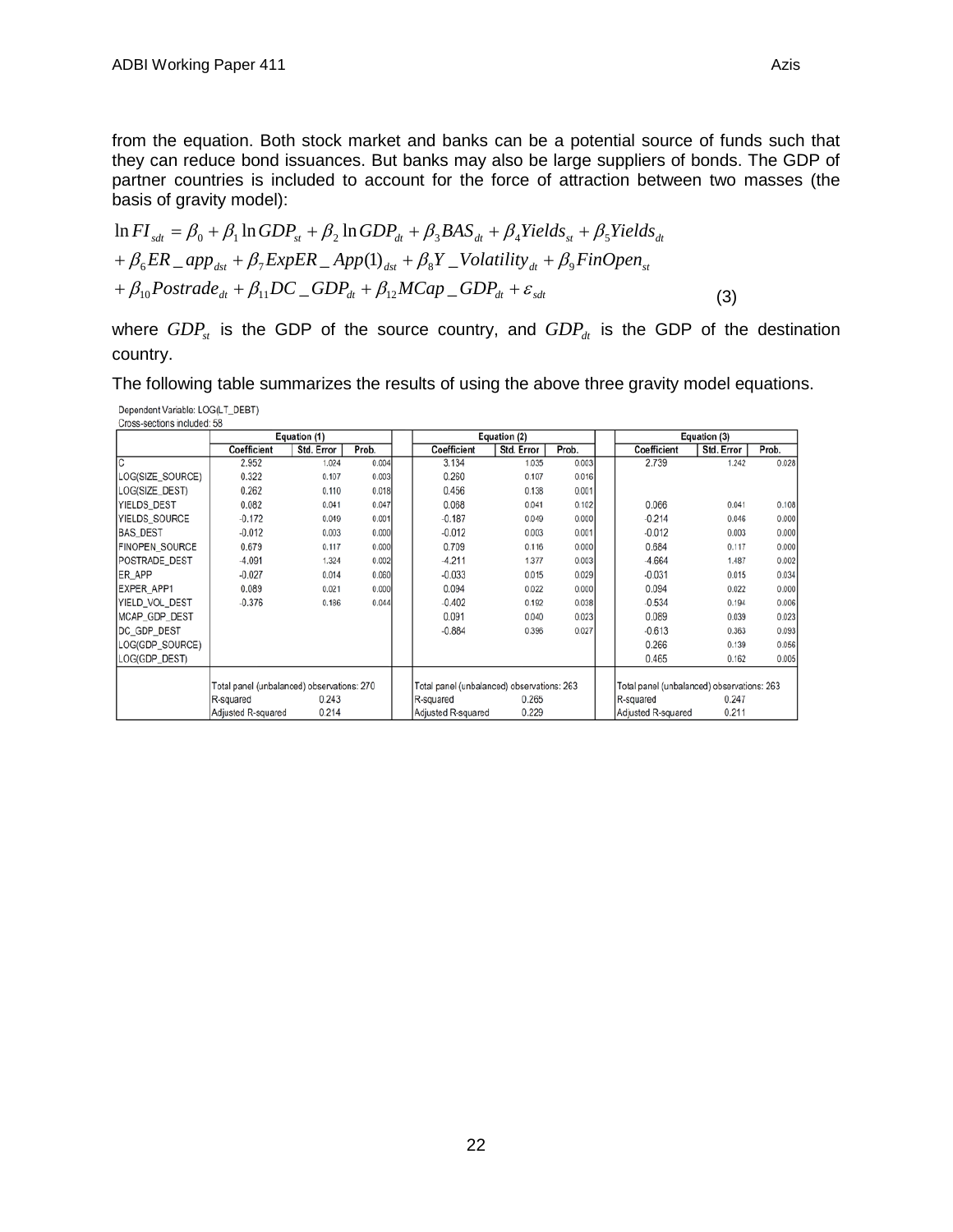from the equation. Both stock market and banks can be a potential source of funds such that they can reduce bond issuances. But banks may also be large suppliers of bonds. The GDP of partner countries is included to account for the force of attraction between two masses (the basis of gravity model):

$$
\begin{aligned}
\ln FI_{sdt} &= \beta_0 + \beta_1 \ln GDP_{st} + \beta_2 \ln GDP_{dt} + \beta_3 BAS_{dt} + \beta_4 Yields_{st} + \beta_5 Yields_{dt} \\
&+ \beta_6 ER\_app_{dst} + \beta_7 ExpER\_App(1)_{dst} + \beta_8 Y\_Volatility_{dt} + \beta_9 FinOpen_{st} \\
&+ \beta_{10} Postrade_{dt} + \beta_{11} DC\_GDP_{dt} + \beta_{12} MCap\_GDP_{dt} + \varepsilon_{sdt} \qquad (3)
\end{aligned}
$$

where $GDP_{st}$ is the GDP of the source country, and $GDP_{dt}$ is the GDP of the destination country.

The following table summarizes the results of using the above three gravity model equations.

Dependent Variable: LOG(LT_DEBT)
Cross-sections included: 58

| | Equation (1) | | | Equation (2) | | | Equation (3) | | |
|---|---|---|---|---|---|---|---|---|---|
| | Coefficient | Std. Error | Prob. | Coefficient | Std. Error | Prob. | Coefficient | Std. Error | Prob. |
| C | 2.952 | 1.024 | 0.004 | 3.134 | 1.035 | 0.003 | 2.739 | 1.242 | 0.028 |
| LOG(SIZE_SOURCE) | 0.322 | 0.107 | 0.003 | 0.260 | 0.107 | 0.016 | | | |
| LOG(SIZE_DEST) | 0.262 | 0.110 | 0.018 | 0.456 | 0.138 | 0.001 | | | |
| YIELDS_DEST | 0.082 | 0.041 | 0.047 | 0.068 | 0.041 | 0.102 | 0.066 | 0.041 | 0.108 |
| YIELDS_SOURCE | -0.172 | 0.049 | 0.001 | -0.187 | 0.049 | 0.000 | -0.214 | 0.046 | 0.000 |
| BAS_DEST | -0.012 | 0.003 | 0.000 | -0.012 | 0.003 | 0.001 | -0.012 | 0.003 | 0.000 |
| FINOPEN_SOURCE | 0.679 | 0.117 | 0.000 | 0.709 | 0.116 | 0.000 | 0.684 | 0.117 | 0.000 |
| POSTRADE_DEST | -4.091 | 1.324 | 0.002 | -4.211 | 1.377 | 0.003 | -4.664 | 1.487 | 0.002 |
| ER_APP | -0.027 | 0.014 | 0.060 | -0.033 | 0.015 | 0.029 | -0.031 | 0.015 | 0.034 |
| EXPER_APP1 | 0.089 | 0.021 | 0.000 | 0.094 | 0.022 | 0.000 | 0.094 | 0.022 | 0.000 |
| YIELD_VOL_DEST | -0.376 | 0.186 | 0.044 | -0.402 | 0.192 | 0.038 | -0.534 | 0.194 | 0.006 |
| MCAP_GDP_DEST | | | | 0.091 | 0.040 | 0.023 | 0.089 | 0.039 | 0.023 |
| DC_GDP_DEST | | | | -0.884 | 0.396 | 0.027 | -0.613 | 0.363 | 0.093 |
| LOG(GDP_SOURCE) | | | | | | | 0.266 | 0.139 | 0.056 |
| LOG(GDP_DEST) | | | | | | | 0.465 | 0.162 | 0.005 |
| | Total panel (unbalanced) observations: 270 | | | Total panel (unbalanced) observations: 263 | | | Total panel (unbalanced) observations: 263 | | |
| | R-squared | 0.243 | | R-squared | 0.265 | | R-squared | 0.247 | |
| | Adjusted R-squared | 0.214 | | Adjusted R-squared | 0.229 | | Adjusted R-squared | 0.211 | |